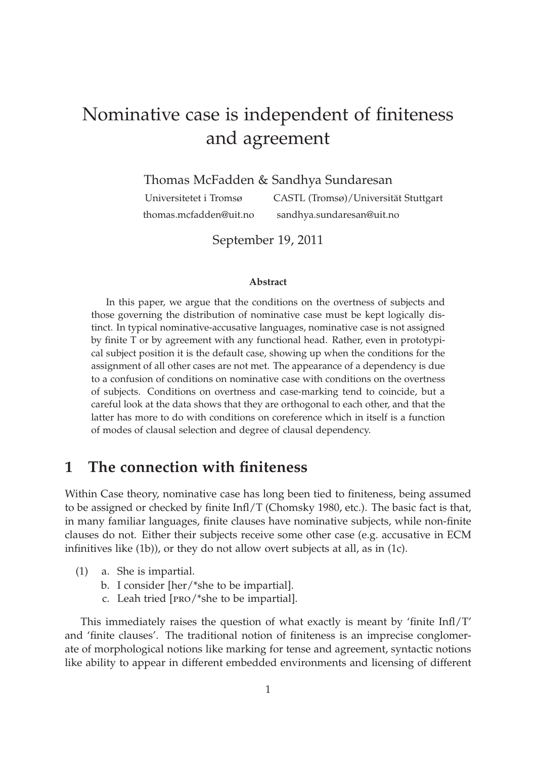# Nominative case is independent of finiteness and agreement

Thomas McFadden & Sandhya Sundaresan

Universitetet i Tromsø  CASTL (Tromsø)/Universität Stuttgart

thomas.mcfadden@uit.no  sandhya.sundaresan@uit.no

September 19, 2011

### Abstract

In this paper, we argue that the conditions on the overtness of subjects and those governing the distribution of nominative case must be kept logically distinct. In typical nominative-accusative languages, nominative case is not assigned by finite T or by agreement with any functional head. Rather, even in prototypical subject position it is the default case, showing up when the conditions for the assignment of all other cases are not met. The appearance of a dependency is due to a confusion of conditions on nominative case with conditions on the overtness of subjects. Conditions on overtness and case-marking tend to coincide, but a careful look at the data shows that they are orthogonal to each other, and that the latter has more to do with conditions on coreference which in itself is a function of modes of clausal selection and degree of clausal dependency.

## 1 The connection with finiteness

Within Case theory, nominative case has long been tied to finiteness, being assumed to be assigned or checked by finite Infl/T (Chomsky 1980, etc.). The basic fact is that, in many familiar languages, finite clauses have nominative subjects, while non-finite clauses do not. Either their subjects receive some other case (e.g. accusative in ECM infinitives like (1b)), or they do not allow overt subjects at all, as in (1c).

(1) a. She is impartial.
  b. I consider [her/*she to be impartial].
  c. Leah tried [PRO/*she to be impartial].

This immediately raises the question of what exactly is meant by 'finite Infl/T' and 'finite clauses'. The traditional notion of finiteness is an imprecise conglomerate of morphological notions like marking for tense and agreement, syntactic notions like ability to appear in different embedded environments and licensing of different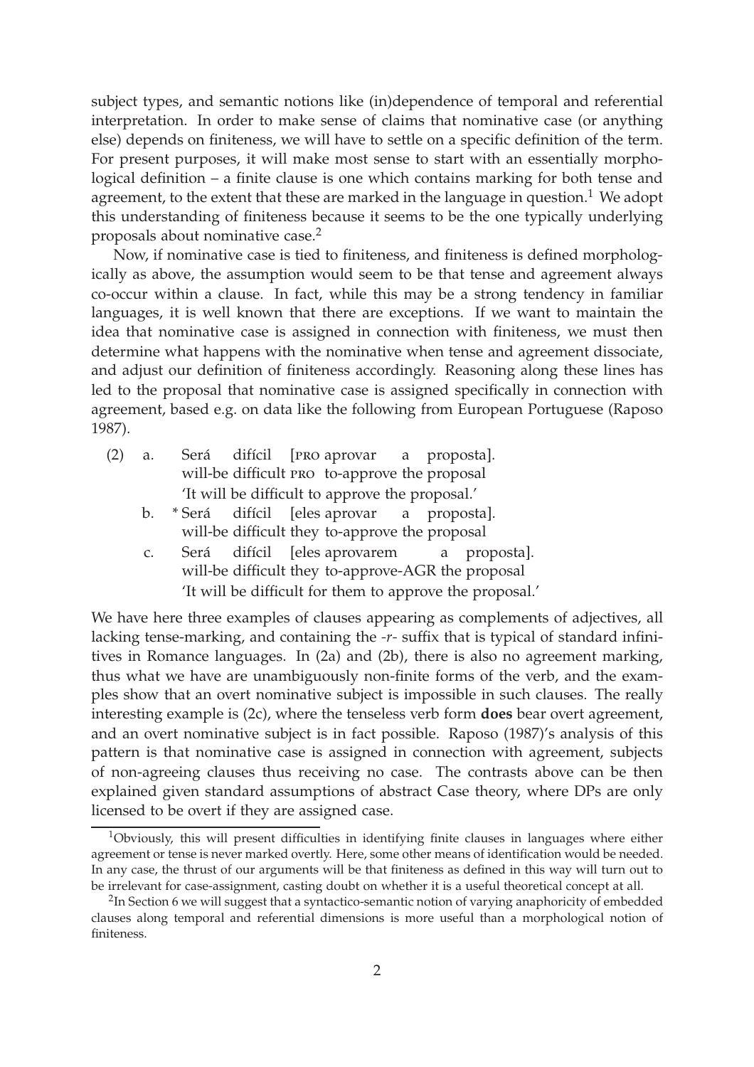subject types, and semantic notions like (in)dependence of temporal and referential interpretation. In order to make sense of claims that nominative case (or anything else) depends on finiteness, we will have to settle on a specific definition of the term. For present purposes, it will make most sense to start with an essentially morphological definition – a finite clause is one which contains marking for both tense and agreement, to the extent that these are marked in the language in question.[1] We adopt this understanding of finiteness because it seems to be the one typically underlying proposals about nominative case.[2]

Now, if nominative case is tied to finiteness, and finiteness is defined morphologically as above, the assumption would seem to be that tense and agreement always co-occur within a clause. In fact, while this may be a strong tendency in familiar languages, it is well known that there are exceptions. If we want to maintain the idea that nominative case is assigned in connection with finiteness, we must then determine what happens with the nominative when tense and agreement dissociate, and adjust our definition of finiteness accordingly. Reasoning along these lines has led to the proposal that nominative case is assigned specifically in connection with agreement, based e.g. on data like the following from European Portuguese (Raposo 1987).

(2) a. Será difícil [PRO aprovar a proposta].
will-be difficult PRO to-approve the proposal
'It will be difficult to approve the proposal.'

b. * Será difícil [eles aprovar a proposta].
will-be difficult they to-approve the proposal

c. Será difícil [eles aprovarem a proposta].
will-be difficult they to-approve-AGR the proposal
'It will be difficult for them to approve the proposal.'

We have here three examples of clauses appearing as complements of adjectives, all lacking tense-marking, and containing the *-r-* suffix that is typical of standard infinitives in Romance languages. In (2a) and (2b), there is also no agreement marking, thus what we have are unambiguously non-finite forms of the verb, and the examples show that an overt nominative subject is impossible in such clauses. The really interesting example is (2c), where the tenseless verb form **does** bear overt agreement, and an overt nominative subject is in fact possible. Raposo (1987)'s analysis of this pattern is that nominative case is assigned in connection with agreement, subjects of non-agreeing clauses thus receiving no case. The contrasts above can be then explained given standard assumptions of abstract Case theory, where DPs are only licensed to be overt if they are assigned case.

[1] Obviously, this will present difficulties in identifying finite clauses in languages where either agreement or tense is never marked overtly. Here, some other means of identification would be needed. In any case, the thrust of our arguments will be that finiteness as defined in this way will turn out to be irrelevant for case-assignment, casting doubt on whether it is a useful theoretical concept at all.

[2] In Section 6 we will suggest that a syntactico-semantic notion of varying anaphoricity of embedded clauses along temporal and referential dimensions is more useful than a morphological notion of finiteness.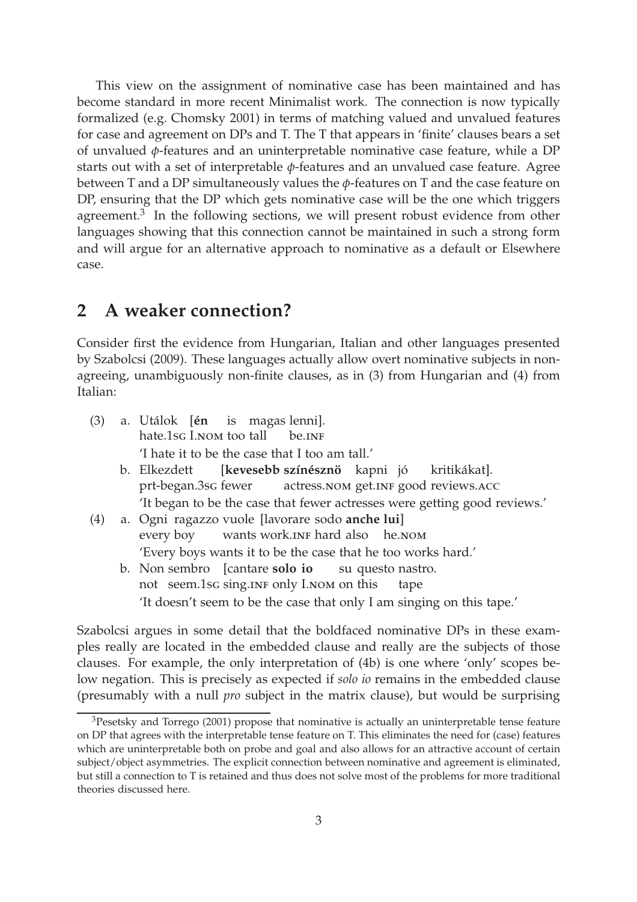This view on the assignment of nominative case has been maintained and has become standard in more recent Minimalist work. The connection is now typically formalized (e.g. Chomsky 2001) in terms of matching valued and unvalued features for case and agreement on DPs and T. The T that appears in 'finite' clauses bears a set of unvalued $\phi$-features and an uninterpretable nominative case feature, while a DP starts out with a set of interpretable $\phi$-features and an unvalued case feature. Agree between T and a DP simultaneously values the $\phi$-features on T and the case feature on DP, ensuring that the DP which gets nominative case will be the one which triggers agreement.[3] In the following sections, we will present robust evidence from other languages showing that this connection cannot be maintained in such a strong form and will argue for an alternative approach to nominative as a default or Elsewhere case.

## 2 A weaker connection?

Consider first the evidence from Hungarian, Italian and other languages presented by Szabolcsi (2009). These languages actually allow overt nominative subjects in non-agreeing, unambiguously non-finite clauses, as in (3) from Hungarian and (4) from Italian:

(3) a. Utálok [**én** is magas lenni].
hate.1SG I.NOM too tall be.INF
'I hate it to be the case that I too am tall.'

b. Elkezdett [**kevesebb színésznö** kapni jó kritikákat].
prt-began.3SG fewer actress.NOM get.INF good reviews.ACC
'It began to be the case that fewer actresses were getting good reviews.'

(4) a. Ogni ragazzo vuole [lavorare sodo **anche lui**]
every boy wants work.INF hard also he.NOM
'Every boys wants it to be the case that he too works hard.'

b. Non sembro [cantare **solo io** su questo nastro.
not seem.1SG sing.INF only I.NOM on this tape
'It doesn't seem to be the case that only I am singing on this tape.'

Szabolcsi argues in some detail that the boldfaced nominative DPs in these examples really are located in the embedded clause and really are the subjects of those clauses. For example, the only interpretation of (4b) is one where 'only' scopes below negation. This is precisely as expected if *solo io* remains in the embedded clause (presumably with a null *pro* subject in the matrix clause), but would be surprising

[3] Pesetsky and Torrego (2001) propose that nominative is actually an uninterpretable tense feature on DP that agrees with the interpretable tense feature on T. This eliminates the need for (case) features which are uninterpretable both on probe and goal and also allows for an attractive account of certain subject/object asymmetries. The explicit connection between nominative and agreement is eliminated, but still a connection to T is retained and thus does not solve most of the problems for more traditional theories discussed here.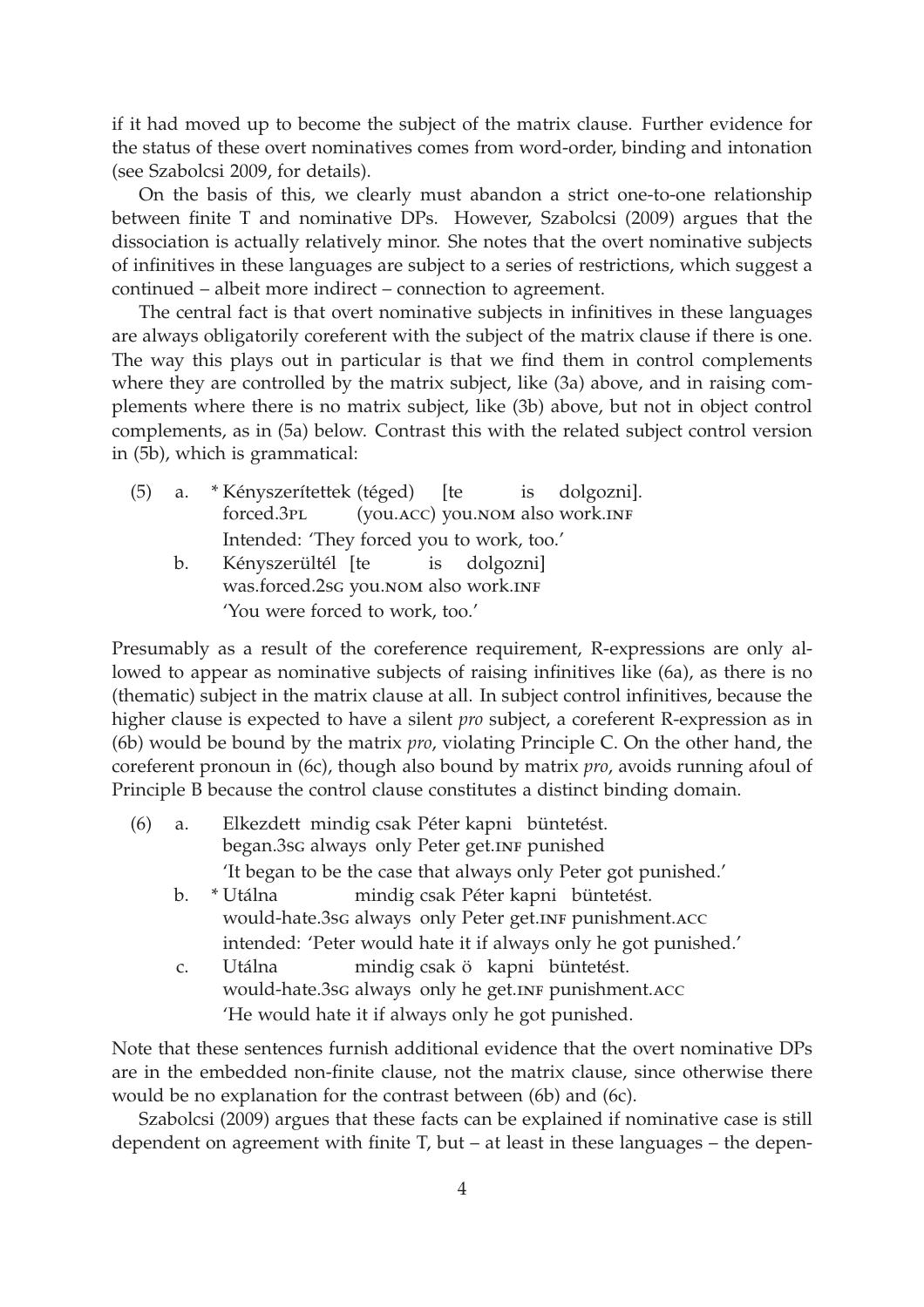if it had moved up to become the subject of the matrix clause. Further evidence for the status of these overt nominatives comes from word-order, binding and intonation (see Szabolcsi 2009, for details).

On the basis of this, we clearly must abandon a strict one-to-one relationship between finite T and nominative DPs. However, Szabolcsi (2009) argues that the dissociation is actually relatively minor. She notes that the overt nominative subjects of infinitives in these languages are subject to a series of restrictions, which suggest a continued – albeit more indirect – connection to agreement.

The central fact is that overt nominative subjects in infinitives in these languages are always obligatorily coreferent with the subject of the matrix clause if there is one. The way this plays out in particular is that we find them in control complements where they are controlled by the matrix subject, like (3a) above, and in raising complements where there is no matrix subject, like (3b) above, but not in object control complements, as in (5a) below. Contrast this with the related subject control version in (5b), which is grammatical:

(5) a. * Kényszerítettek (téged) [te is dolgozni].
forced.3PL (you.ACC) you.NOM also work.INF
Intended: 'They forced you to work, too.'

b. Kényszerültél [te is dolgozni]
was.forced.2SG you.NOM also work.INF
'You were forced to work, too.'

Presumably as a result of the coreference requirement, R-expressions are only allowed to appear as nominative subjects of raising infinitives like (6a), as there is no (thematic) subject in the matrix clause at all. In subject control infinitives, because the higher clause is expected to have a silent *pro* subject, a coreferent R-expression as in (6b) would be bound by the matrix *pro*, violating Principle C. On the other hand, the coreferent pronoun in (6c), though also bound by matrix *pro*, avoids running afoul of Principle B because the control clause constitutes a distinct binding domain.

(6) a. Elkezdett mindig csak Péter kapni büntetést.
began.3SG always only Peter get.INF punished
'It began to be the case that always only Peter got punished.'

b. * Utálna mindig csak Péter kapni büntetést.
would-hate.3SG always only Peter get.INF punishment.ACC
intended: 'Peter would hate it if always only he got punished.'

c. Utálna mindig csak ö kapni büntetést.
would-hate.3SG always only he get.INF punishment.ACC
'He would hate it if always only he got punished.

Note that these sentences furnish additional evidence that the overt nominative DPs are in the embedded non-finite clause, not the matrix clause, since otherwise there would be no explanation for the contrast between (6b) and (6c).

Szabolcsi (2009) argues that these facts can be explained if nominative case is still dependent on agreement with finite T, but – at least in these languages – the depen-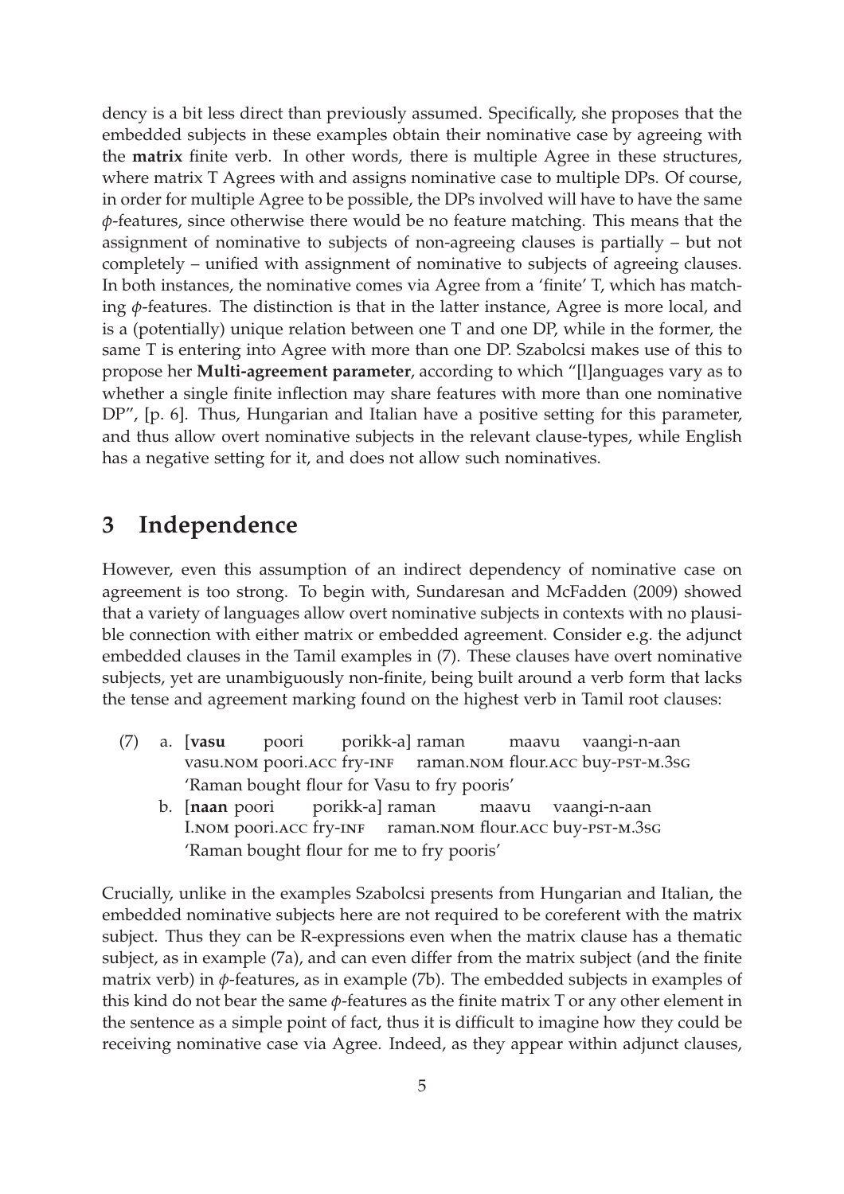dency is a bit less direct than previously assumed. Specifically, she proposes that the embedded subjects in these examples obtain their nominative case by agreeing with the **matrix** finite verb. In other words, there is multiple Agree in these structures, where matrix T Agrees with and assigns nominative case to multiple DPs. Of course, in order for multiple Agree to be possible, the DPs involved will have to have the same $\phi$-features, since otherwise there would be no feature matching. This means that the assignment of nominative to subjects of non-agreeing clauses is partially – but not completely – unified with assignment of nominative to subjects of agreeing clauses. In both instances, the nominative comes via Agree from a 'finite' T, which has matching $\phi$-features. The distinction is that in the latter instance, Agree is more local, and is a (potentially) unique relation between one T and one DP, while in the former, the same T is entering into Agree with more than one DP. Szabolcsi makes use of this to propose her **Multi-agreement parameter**, according to which "[l]anguages vary as to whether a single finite inflection may share features with more than one nominative DP", [p. 6]. Thus, Hungarian and Italian have a positive setting for this parameter, and thus allow overt nominative subjects in the relevant clause-types, while English has a negative setting for it, and does not allow such nominatives.

## 3 Independence

However, even this assumption of an indirect dependency of nominative case on agreement is too strong. To begin with, Sundaresan and McFadden (2009) showed that a variety of languages allow overt nominative subjects in contexts with no plausible connection with either matrix or embedded agreement. Consider e.g. the adjunct embedded clauses in the Tamil examples in (7). These clauses have overt nominative subjects, yet are unambiguously non-finite, being built around a verb form that lacks the tense and agreement marking found on the highest verb in Tamil root clauses:

(7) a. [**vasu** poori porikk-a] raman maavu vaangi-n-aan
vasu.NOM poori.ACC fry-INF raman.NOM flour.ACC buy-PST-M.3SG
'Raman bought flour for Vasu to fry pooris'

b. [**naan** poori porikk-a] raman maavu vaangi-n-aan
I.NOM poori.ACC fry-INF raman.NOM flour.ACC buy-PST-M.3SG
'Raman bought flour for me to fry pooris'

Crucially, unlike in the examples Szabolcsi presents from Hungarian and Italian, the embedded nominative subjects here are not required to be coreferent with the matrix subject. Thus they can be R-expressions even when the matrix clause has a thematic subject, as in example (7a), and can even differ from the matrix subject (and the finite matrix verb) in $\phi$-features, as in example (7b). The embedded subjects in examples of this kind do not bear the same $\phi$-features as the finite matrix T or any other element in the sentence as a simple point of fact, thus it is difficult to imagine how they could be receiving nominative case via Agree. Indeed, as they appear within adjunct clauses,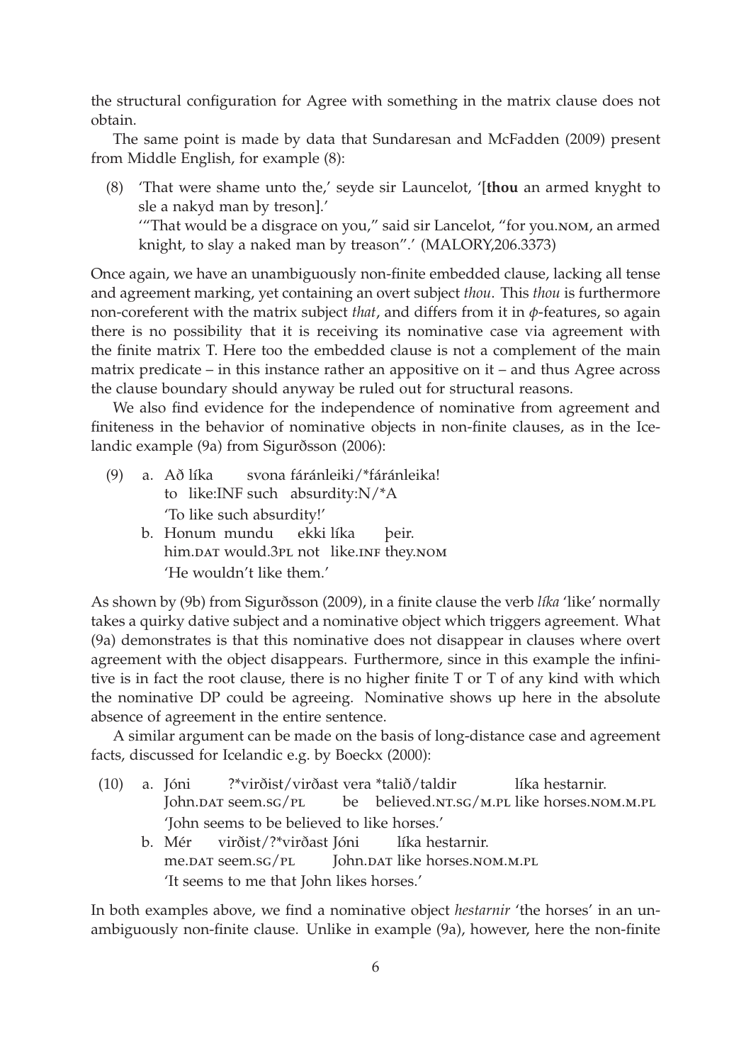the structural configuration for Agree with something in the matrix clause does not obtain.

The same point is made by data that Sundaresan and McFadden (2009) present from Middle English, for example (8):

(8) 'That were shame unto the,' seyde sir Launcelot, '[**thou** an armed knyght to sle a nakyd man by treson].'
'"That would be a disgrace on you," said sir Lancelot, "for you.NOM, an armed knight, to slay a naked man by treason".' (MALORY,206.3373)

Once again, we have an unambiguously non-finite embedded clause, lacking all tense and agreement marking, yet containing an overt subject *thou*. This *thou* is furthermore non-coreferent with the matrix subject *that*, and differs from it in $\phi$-features, so again there is no possibility that it is receiving its nominative case via agreement with the finite matrix T. Here too the embedded clause is not a complement of the main matrix predicate – in this instance rather an appositive on it – and thus Agree across the clause boundary should anyway be ruled out for structural reasons.

We also find evidence for the independence of nominative from agreement and finiteness in the behavior of nominative objects in non-finite clauses, as in the Icelandic example (9a) from Sigurðsson (2006):

(9) a. Að líka svona fáránleiki/*fáránleika!
to like:INF such absurdity:N/*A
'To like such absurdity!'

b. Honum mundu ekki líka þeir.
him.DAT would.3PL not like.INF they.NOM
'He wouldn't like them.'

As shown by (9b) from Sigurðsson (2009), in a finite clause the verb *líka* 'like' normally takes a quirky dative subject and a nominative object which triggers agreement. What (9a) demonstrates is that this nominative does not disappear in clauses where overt agreement with the object disappears. Furthermore, since in this example the infinitive is in fact the root clause, there is no higher finite T or T of any kind with which the nominative DP could be agreeing. Nominative shows up here in the absolute absence of agreement in the entire sentence.

A similar argument can be made on the basis of long-distance case and agreement facts, discussed for Icelandic e.g. by Boeckx (2000):

(10) a. Jóni ?*virðist/virðast vera *talið/taldir líka hestarnir.
John.DAT seem.SG/PL be believed.NT.SG/M.PL like horses.NOM.M.PL
'John seems to be believed to like horses.'

b. Mér virðist/?*virðast Jóni líka hestarnir.
me.DAT seem.SG/PL John.DAT like horses.NOM.M.PL
'It seems to me that John likes horses.'

In both examples above, we find a nominative object *hestarnir* 'the horses' in an unambiguously non-finite clause. Unlike in example (9a), however, here the non-finite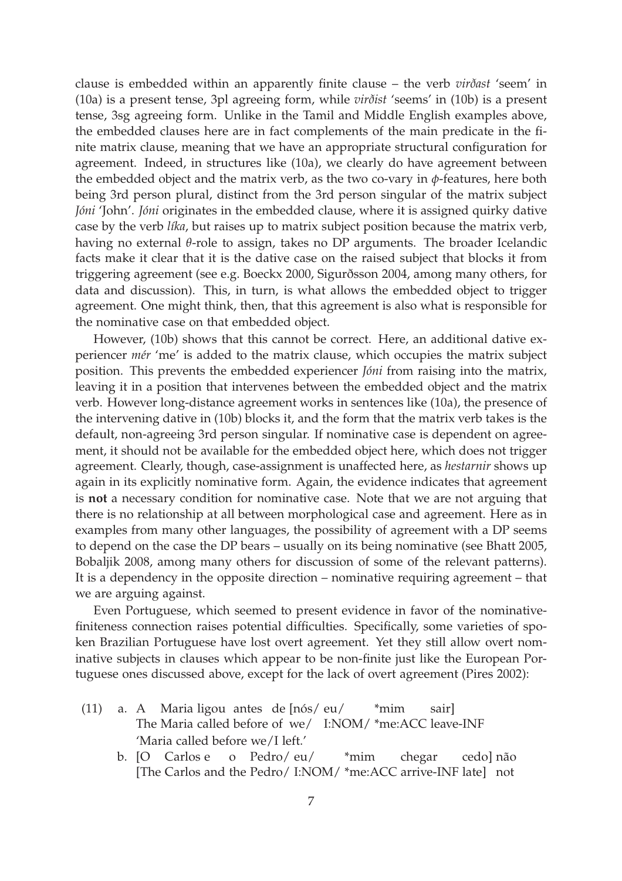clause is embedded within an apparently finite clause – the verb *virðast* 'seem' in (10a) is a present tense, 3pl agreeing form, while *virðist* 'seems' in (10b) is a present tense, 3sg agreeing form. Unlike in the Tamil and Middle English examples above, the embedded clauses here are in fact complements of the main predicate in the finite matrix clause, meaning that we have an appropriate structural configuration for agreement. Indeed, in structures like (10a), we clearly do have agreement between the embedded object and the matrix verb, as the two co-vary in $\phi$-features, here both being 3rd person plural, distinct from the 3rd person singular of the matrix subject *Jóni* 'John'. *Jóni* originates in the embedded clause, where it is assigned quirky dative case by the verb *líka*, but raises up to matrix subject position because the matrix verb, having no external $\theta$-role to assign, takes no DP arguments. The broader Icelandic facts make it clear that it is the dative case on the raised subject that blocks it from triggering agreement (see e.g. Boeckx 2000, Sigurðsson 2004, among many others, for data and discussion). This, in turn, is what allows the embedded object to trigger agreement. One might think, then, that this agreement is also what is responsible for the nominative case on that embedded object.

However, (10b) shows that this cannot be correct. Here, an additional dative experiencer *mér* 'me' is added to the matrix clause, which occupies the matrix subject position. This prevents the embedded experiencer *Jóni* from raising into the matrix, leaving it in a position that intervenes between the embedded object and the matrix verb. However long-distance agreement works in sentences like (10a), the presence of the intervening dative in (10b) blocks it, and the form that the matrix verb takes is the default, non-agreeing 3rd person singular. If nominative case is dependent on agreement, it should not be available for the embedded object here, which does not trigger agreement. Clearly, though, case-assignment is unaffected here, as *hestarnir* shows up again in its explicitly nominative form. Again, the evidence indicates that agreement is **not** a necessary condition for nominative case. Note that we are not arguing that there is no relationship at all between morphological case and agreement. Here as in examples from many other languages, the possibility of agreement with a DP seems to depend on the case the DP bears – usually on its being nominative (see Bhatt 2005, Bobaljik 2008, among many others for discussion of some of the relevant patterns). It is a dependency in the opposite direction – nominative requiring agreement – that we are arguing against.

Even Portuguese, which seemed to present evidence in favor of the nominative-finiteness connection raises potential difficulties. Specifically, some varieties of spoken Brazilian Portuguese have lost overt agreement. Yet they still allow overt nominative subjects in clauses which appear to be non-finite just like the European Portuguese ones discussed above, except for the lack of overt agreement (Pires 2002):

(11) a. A Maria ligou antes de [nós/ eu/ *mim sair]
The Maria called before of we/ I:NOM/ *me:ACC leave-INF
'Maria called before we/I left.'

b. [O Carlos e o Pedro/ eu/ *mim chegar cedo] não
[The Carlos and the Pedro/ I:NOM/ *me:ACC arrive-INF late] not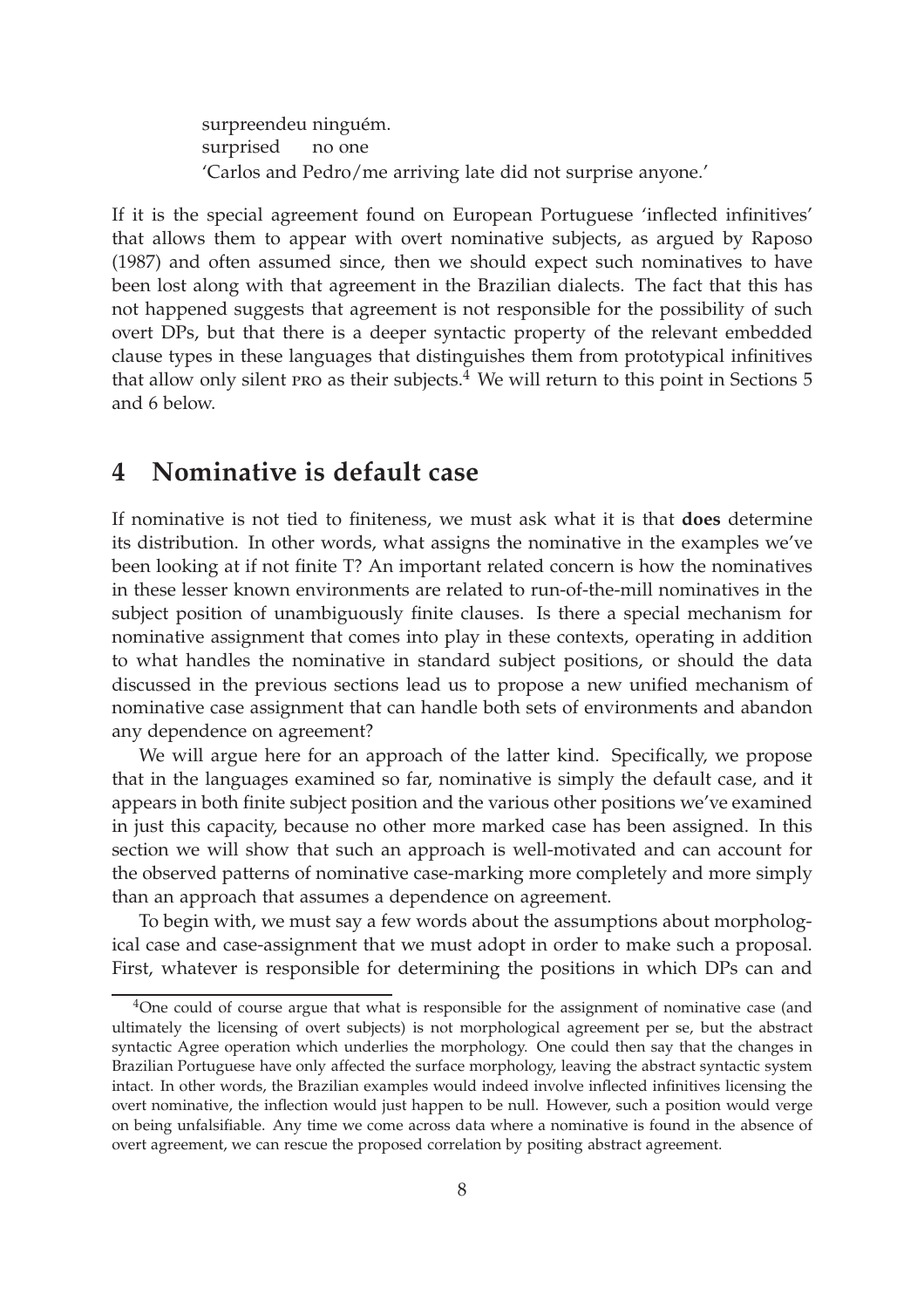surpreendeu ninguém.
surprised no one
'Carlos and Pedro/me arriving late did not surprise anyone.'

If it is the special agreement found on European Portuguese 'inflected infinitives' that allows them to appear with overt nominative subjects, as argued by Raposo (1987) and often assumed since, then we should expect such nominatives to have been lost along with that agreement in the Brazilian dialects. The fact that this has not happened suggests that agreement is not responsible for the possibility of such overt DPs, but that there is a deeper syntactic property of the relevant embedded clause types in these languages that distinguishes them from prototypical infinitives that allow only silent PRO as their subjects.[4] We will return to this point in Sections 5 and 6 below.

## 4 Nominative is default case

If nominative is not tied to finiteness, we must ask what it is that **does** determine its distribution. In other words, what assigns the nominative in the examples we've been looking at if not finite T? An important related concern is how the nominatives in these lesser known environments are related to run-of-the-mill nominatives in the subject position of unambiguously finite clauses. Is there a special mechanism for nominative assignment that comes into play in these contexts, operating in addition to what handles the nominative in standard subject positions, or should the data discussed in the previous sections lead us to propose a new unified mechanism of nominative case assignment that can handle both sets of environments and abandon any dependence on agreement?

We will argue here for an approach of the latter kind. Specifically, we propose that in the languages examined so far, nominative is simply the default case, and it appears in both finite subject position and the various other positions we've examined in just this capacity, because no other more marked case has been assigned. In this section we will show that such an approach is well-motivated and can account for the observed patterns of nominative case-marking more completely and more simply than an approach that assumes a dependence on agreement.

To begin with, we must say a few words about the assumptions about morphological case and case-assignment that we must adopt in order to make such a proposal. First, whatever is responsible for determining the positions in which DPs can and

---

[4]One could of course argue that what is responsible for the assignment of nominative case (and ultimately the licensing of overt subjects) is not morphological agreement per se, but the abstract syntactic Agree operation which underlies the morphology. One could then say that the changes in Brazilian Portuguese have only affected the surface morphology, leaving the abstract syntactic system intact. In other words, the Brazilian examples would indeed involve inflected infinitives licensing the overt nominative, the inflection would just happen to be null. However, such a position would verge on being unfalsifiable. Any time we come across data where a nominative is found in the absence of overt agreement, we can rescue the proposed correlation by positing abstract agreement.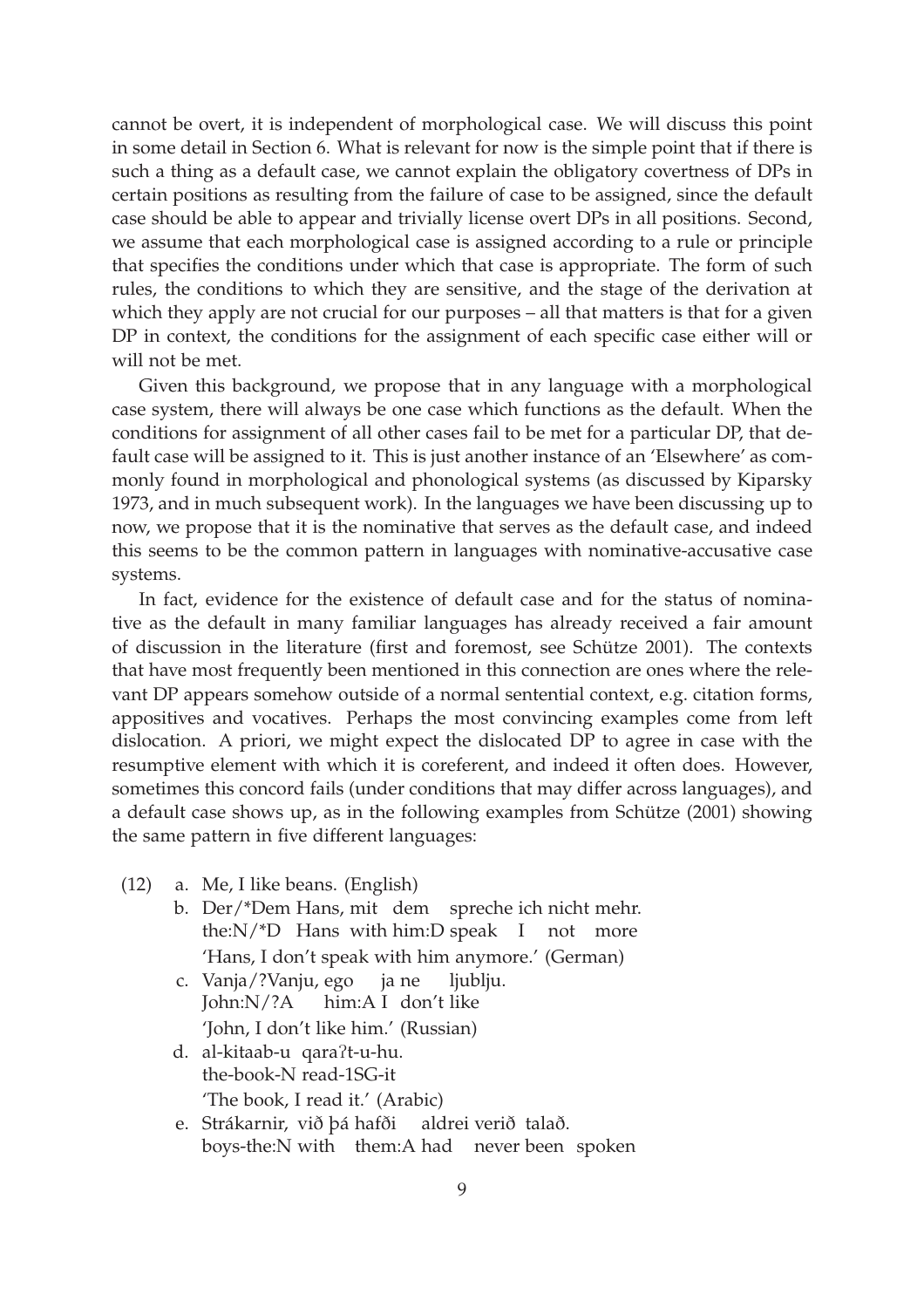cannot be overt, it is independent of morphological case. We will discuss this point in some detail in Section 6. What is relevant for now is the simple point that if there is such a thing as a default case, we cannot explain the obligatory covertness of DPs in certain positions as resulting from the failure of case to be assigned, since the default case should be able to appear and trivially license overt DPs in all positions. Second, we assume that each morphological case is assigned according to a rule or principle that specifies the conditions under which that case is appropriate. The form of such rules, the conditions to which they are sensitive, and the stage of the derivation at which they apply are not crucial for our purposes – all that matters is that for a given DP in context, the conditions for the assignment of each specific case either will or will not be met.

Given this background, we propose that in any language with a morphological case system, there will always be one case which functions as the default. When the conditions for assignment of all other cases fail to be met for a particular DP, that default case will be assigned to it. This is just another instance of an 'Elsewhere' as commonly found in morphological and phonological systems (as discussed by Kiparsky 1973, and in much subsequent work). In the languages we have been discussing up to now, we propose that it is the nominative that serves as the default case, and indeed this seems to be the common pattern in languages with nominative-accusative case systems.

In fact, evidence for the existence of default case and for the status of nominative as the default in many familiar languages has already received a fair amount of discussion in the literature (first and foremost, see Schütze 2001). The contexts that have most frequently been mentioned in this connection are ones where the relevant DP appears somehow outside of a normal sentential context, e.g. citation forms, appositives and vocatives. Perhaps the most convincing examples come from left dislocation. A priori, we might expect the dislocated DP to agree in case with the resumptive element with which it is coreferent, and indeed it often does. However, sometimes this concord fails (under conditions that may differ across languages), and a default case shows up, as in the following examples from Schütze (2001) showing the same pattern in five different languages:

(12) a. Me, I like beans. (English)

b. Der/*Dem Hans, mit dem spreche ich nicht mehr.
   the:N/*D Hans with him:D speak I not more
   'Hans, I don't speak with him anymore.' (German)

c. Vanja/?Vanju, ego ja ne ljublju.
   John:N/?A him:A I don't like
   'John, I don't like him.' (Russian)

d. al-kitaab-u qaraʔt-u-hu.
   the-book-N read-1SG-it
   'The book, I read it.' (Arabic)

e. Strákarnir, við þá hafði aldrei verið talað.
   boys-the:N with them:A had never been spoken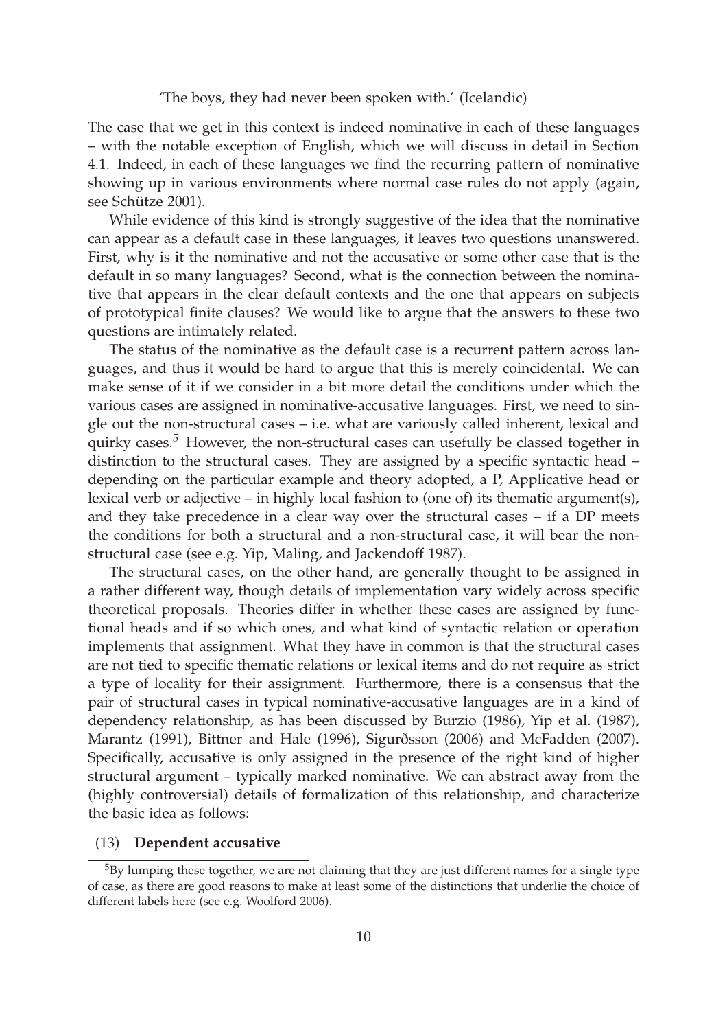'The boys, they had never been spoken with.' (Icelandic)

The case that we get in this context is indeed nominative in each of these languages – with the notable exception of English, which we will discuss in detail in Section 4.1. Indeed, in each of these languages we find the recurring pattern of nominative showing up in various environments where normal case rules do not apply (again, see Schütze 2001).

While evidence of this kind is strongly suggestive of the idea that the nominative can appear as a default case in these languages, it leaves two questions unanswered. First, why is it the nominative and not the accusative or some other case that is the default in so many languages? Second, what is the connection between the nominative that appears in the clear default contexts and the one that appears on subjects of prototypical finite clauses? We would like to argue that the answers to these two questions are intimately related.

The status of the nominative as the default case is a recurrent pattern across languages, and thus it would be hard to argue that this is merely coincidental. We can make sense of it if we consider in a bit more detail the conditions under which the various cases are assigned in nominative-accusative languages. First, we need to single out the non-structural cases – i.e. what are variously called inherent, lexical and quirky cases.[5] However, the non-structural cases can usefully be classed together in distinction to the structural cases. They are assigned by a specific syntactic head – depending on the particular example and theory adopted, a P, Applicative head or lexical verb or adjective – in highly local fashion to (one of) its thematic argument(s), and they take precedence in a clear way over the structural cases – if a DP meets the conditions for both a structural and a non-structural case, it will bear the non-structural case (see e.g. Yip, Maling, and Jackendoff 1987).

The structural cases, on the other hand, are generally thought to be assigned in a rather different way, though details of implementation vary widely across specific theoretical proposals. Theories differ in whether these cases are assigned by functional heads and if so which ones, and what kind of syntactic relation or operation implements that assignment. What they have in common is that the structural cases are not tied to specific thematic relations or lexical items and do not require as strict a type of locality for their assignment. Furthermore, there is a consensus that the pair of structural cases in typical nominative-accusative languages are in a kind of dependency relationship, as has been discussed by Burzio (1986), Yip et al. (1987), Marantz (1991), Bittner and Hale (1996), Sigurðsson (2006) and McFadden (2007). Specifically, accusative is only assigned in the presence of the right kind of higher structural argument – typically marked nominative. We can abstract away from the (highly controversial) details of formalization of this relationship, and characterize the basic idea as follows:

(13) **Dependent accusative**

[5]By lumping these together, we are not claiming that they are just different names for a single type of case, as there are good reasons to make at least some of the distinctions that underlie the choice of different labels here (see e.g. Woolford 2006).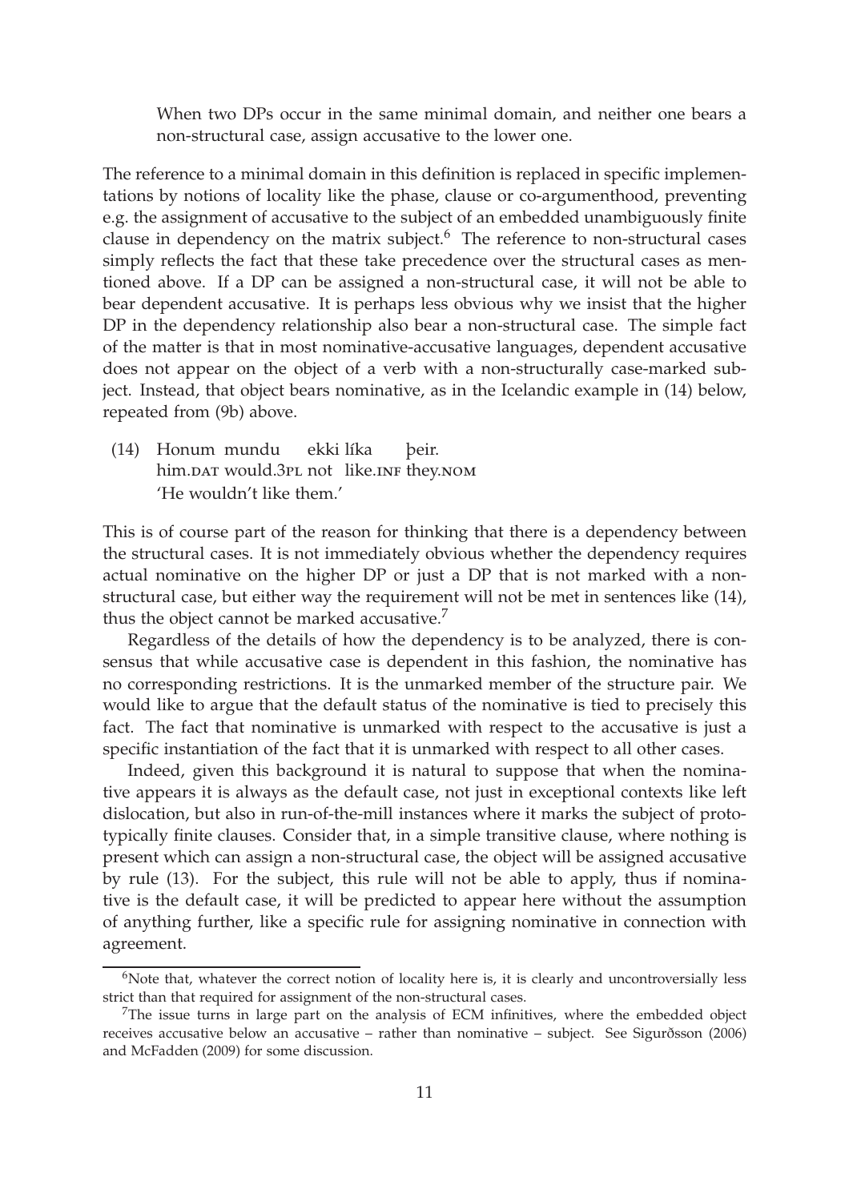> When two DPs occur in the same minimal domain, and neither one bears a non-structural case, assign accusative to the lower one.

The reference to a minimal domain in this definition is replaced in specific implementations by notions of locality like the phase, clause or co-argumenthood, preventing e.g. the assignment of accusative to the subject of an embedded unambiguously finite clause in dependency on the matrix subject.[6] The reference to non-structural cases simply reflects the fact that these take precedence over the structural cases as mentioned above. If a DP can be assigned a non-structural case, it will not be able to bear dependent accusative. It is perhaps less obvious why we insist that the higher DP in the dependency relationship also bear a non-structural case. The simple fact of the matter is that in most nominative-accusative languages, dependent accusative does not appear on the object of a verb with a non-structurally case-marked subject. Instead, that object bears nominative, as in the Icelandic example in (14) below, repeated from (9b) above.

(14) Honum mundu ekki líka þeir.
 him.DAT would.3PL not like.INF they.NOM
 'He wouldn't like them.'

This is of course part of the reason for thinking that there is a dependency between the structural cases. It is not immediately obvious whether the dependency requires actual nominative on the higher DP or just a DP that is not marked with a non-structural case, but either way the requirement will not be met in sentences like (14), thus the object cannot be marked accusative.[7]

Regardless of the details of how the dependency is to be analyzed, there is consensus that while accusative case is dependent in this fashion, the nominative has no corresponding restrictions. It is the unmarked member of the structure pair. We would like to argue that the default status of the nominative is tied to precisely this fact. The fact that nominative is unmarked with respect to the accusative is just a specific instantiation of the fact that it is unmarked with respect to all other cases.

Indeed, given this background it is natural to suppose that when the nominative appears it is always as the default case, not just in exceptional contexts like left dislocation, but also in run-of-the-mill instances where it marks the subject of prototypically finite clauses. Consider that, in a simple transitive clause, where nothing is present which can assign a non-structural case, the object will be assigned accusative by rule (13). For the subject, this rule will not be able to apply, thus if nominative is the default case, it will be predicted to appear here without the assumption of anything further, like a specific rule for assigning nominative in connection with agreement.

---

[6] Note that, whatever the correct notion of locality here is, it is clearly and uncontroversially less strict than that required for assignment of the non-structural cases.

[7] The issue turns in large part on the analysis of ECM infinitives, where the embedded object receives accusative below an accusative – rather than nominative – subject. See Sigurðsson (2006) and McFadden (2009) for some discussion.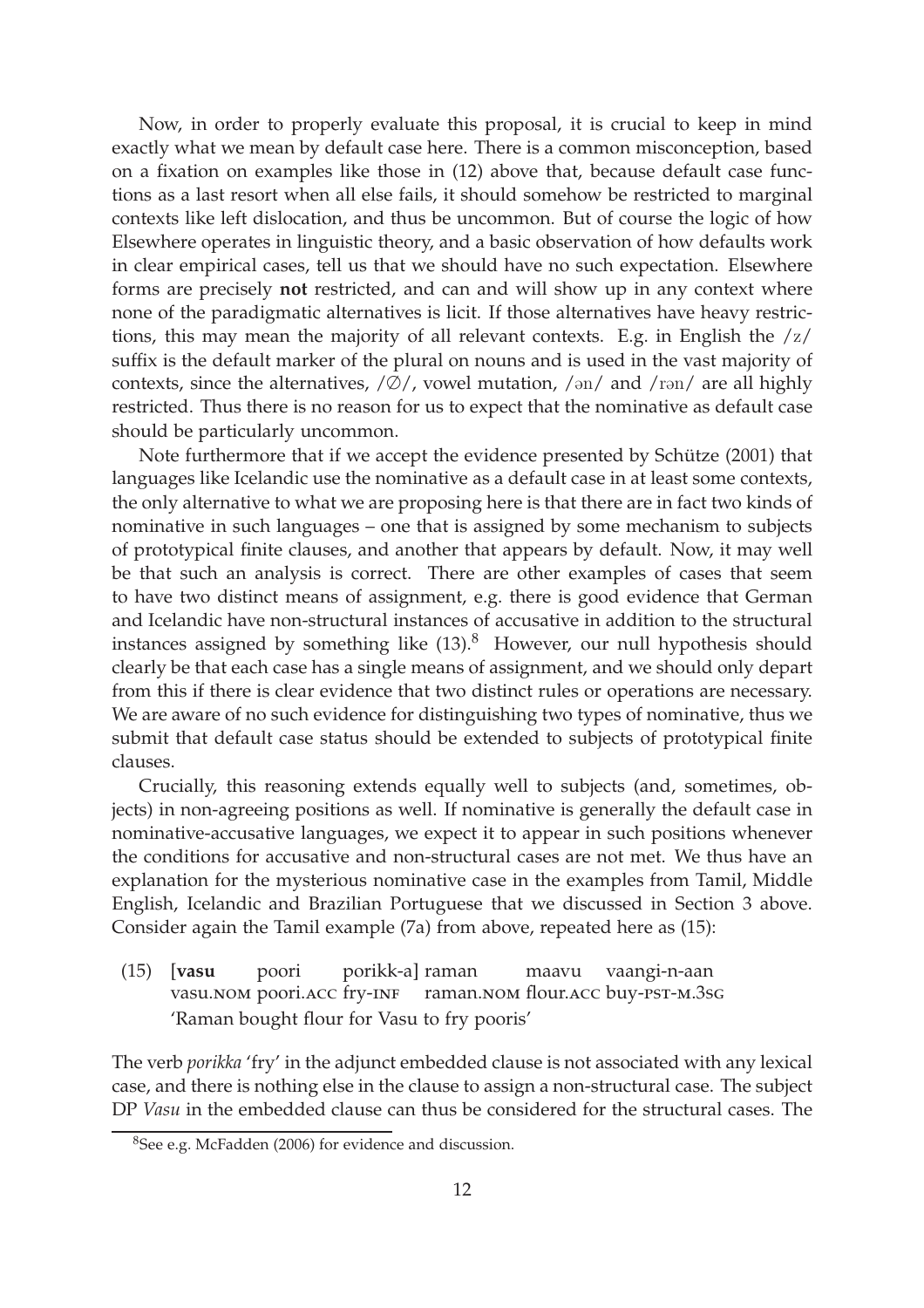Now, in order to properly evaluate this proposal, it is crucial to keep in mind exactly what we mean by default case here. There is a common misconception, based on a fixation on examples like those in (12) above that, because default case functions as a last resort when all else fails, it should somehow be restricted to marginal contexts like left dislocation, and thus be uncommon. But of course the logic of how Elsewhere operates in linguistic theory, and a basic observation of how defaults work in clear empirical cases, tell us that we should have no such expectation. Elsewhere forms are precisely **not** restricted, and can and will show up in any context where none of the paradigmatic alternatives is licit. If those alternatives have heavy restrictions, this may mean the majority of all relevant contexts. E.g. in English the /z/ suffix is the default marker of the plural on nouns and is used in the vast majority of contexts, since the alternatives, /∅/, vowel mutation, /ən/ and /rən/ are all highly restricted. Thus there is no reason for us to expect that the nominative as default case should be particularly uncommon.

Note furthermore that if we accept the evidence presented by Schütze (2001) that languages like Icelandic use the nominative as a default case in at least some contexts, the only alternative to what we are proposing here is that there are in fact two kinds of nominative in such languages – one that is assigned by some mechanism to subjects of prototypical finite clauses, and another that appears by default. Now, it may well be that such an analysis is correct. There are other examples of cases that seem to have two distinct means of assignment, e.g. there is good evidence that German and Icelandic have non-structural instances of accusative in addition to the structural instances assigned by something like (13).[8] However, our null hypothesis should clearly be that each case has a single means of assignment, and we should only depart from this if there is clear evidence that two distinct rules or operations are necessary. We are aware of no such evidence for distinguishing two types of nominative, thus we submit that default case status should be extended to subjects of prototypical finite clauses.

Crucially, this reasoning extends equally well to subjects (and, sometimes, objects) in non-agreeing positions as well. If nominative is generally the default case in nominative-accusative languages, we expect it to appear in such positions whenever the conditions for accusative and non-structural cases are not met. We thus have an explanation for the mysterious nominative case in the examples from Tamil, Middle English, Icelandic and Brazilian Portuguese that we discussed in Section 3 above. Consider again the Tamil example (7a) from above, repeated here as (15):

(15) [**vasu** poori porikk-a] raman maavu vaangi-n-aan
vasu.NOM poori.ACC fry-INF raman.NOM flour.ACC buy-PST-M.3SG
'Raman bought flour for Vasu to fry pooris'

The verb *porikka* 'fry' in the adjunct embedded clause is not associated with any lexical case, and there is nothing else in the clause to assign a non-structural case. The subject DP *Vasu* in the embedded clause can thus be considered for the structural cases. The

[8] See e.g. McFadden (2006) for evidence and discussion.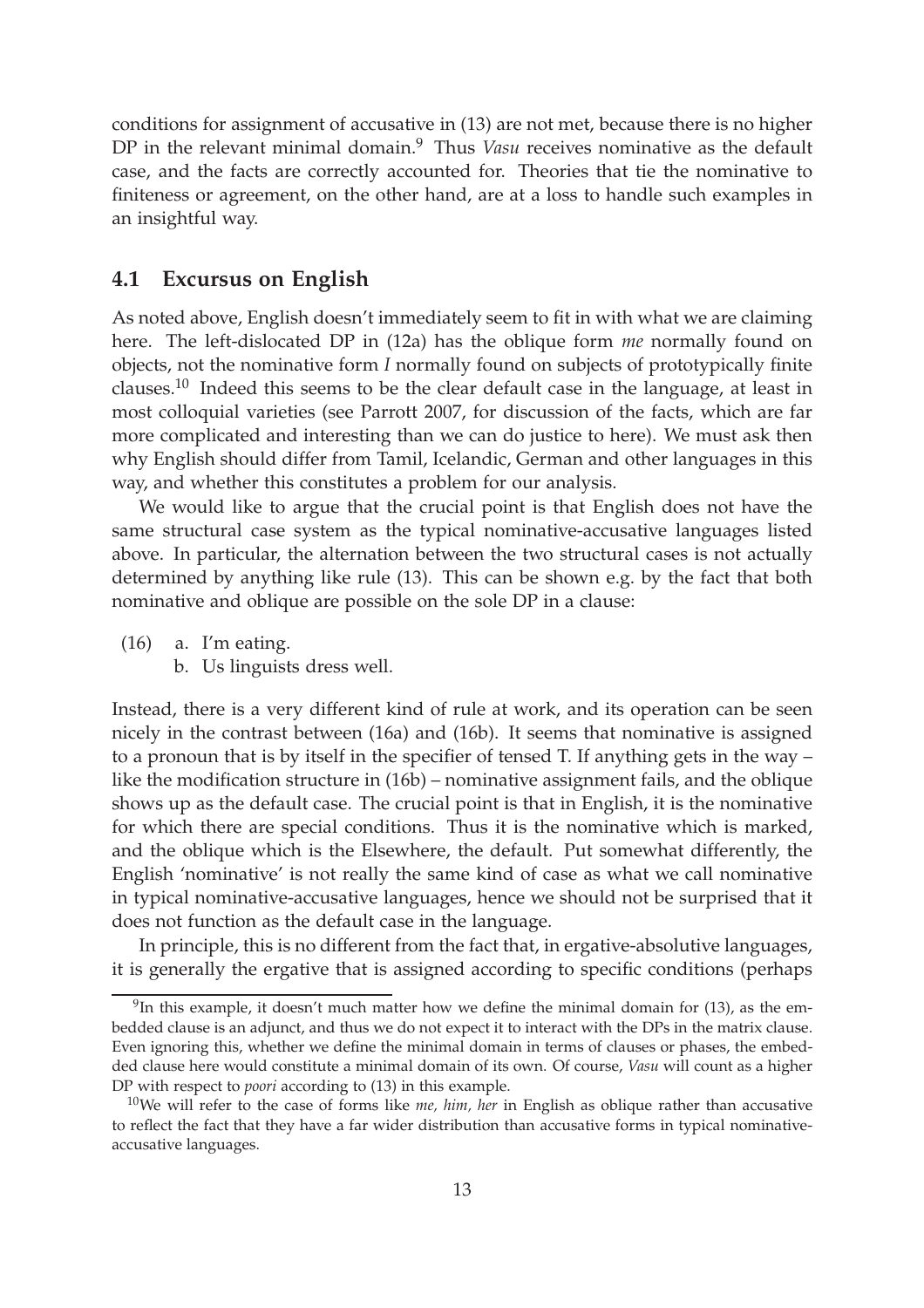conditions for assignment of accusative in (13) are not met, because there is no higher DP in the relevant minimal domain.[9] Thus *Vasu* receives nominative as the default case, and the facts are correctly accounted for. Theories that tie the nominative to finiteness or agreement, on the other hand, are at a loss to handle such examples in an insightful way.

## 4.1 Excursus on English

As noted above, English doesn't immediately seem to fit in with what we are claiming here. The left-dislocated DP in (12a) has the oblique form *me* normally found on objects, not the nominative form *I* normally found on subjects of prototypically finite clauses.[10] Indeed this seems to be the clear default case in the language, at least in most colloquial varieties (see Parrott 2007, for discussion of the facts, which are far more complicated and interesting than we can do justice to here). We must ask then why English should differ from Tamil, Icelandic, German and other languages in this way, and whether this constitutes a problem for our analysis.

We would like to argue that the crucial point is that English does not have the same structural case system as the typical nominative-accusative languages listed above. In particular, the alternation between the two structural cases is not actually determined by anything like rule (13). This can be shown e.g. by the fact that both nominative and oblique are possible on the sole DP in a clause:

(16) a. I'm eating.
  b. Us linguists dress well.

Instead, there is a very different kind of rule at work, and its operation can be seen nicely in the contrast between (16a) and (16b). It seems that nominative is assigned to a pronoun that is by itself in the specifier of tensed T. If anything gets in the way – like the modification structure in (16b) – nominative assignment fails, and the oblique shows up as the default case. The crucial point is that in English, it is the nominative for which there are special conditions. Thus it is the nominative which is marked, and the oblique which is the Elsewhere, the default. Put somewhat differently, the English 'nominative' is not really the same kind of case as what we call nominative in typical nominative-accusative languages, hence we should not be surprised that it does not function as the default case in the language.

In principle, this is no different from the fact that, in ergative-absolutive languages, it is generally the ergative that is assigned according to specific conditions (perhaps

---

[9] In this example, it doesn't much matter how we define the minimal domain for (13), as the embedded clause is an adjunct, and thus we do not expect it to interact with the DPs in the matrix clause. Even ignoring this, whether we define the minimal domain in terms of clauses or phases, the embedded clause here would constitute a minimal domain of its own. Of course, *Vasu* will count as a higher DP with respect to *poori* according to (13) in this example.

[10] We will refer to the case of forms like *me, him, her* in English as oblique rather than accusative to reflect the fact that they have a far wider distribution than accusative forms in typical nominative-accusative languages.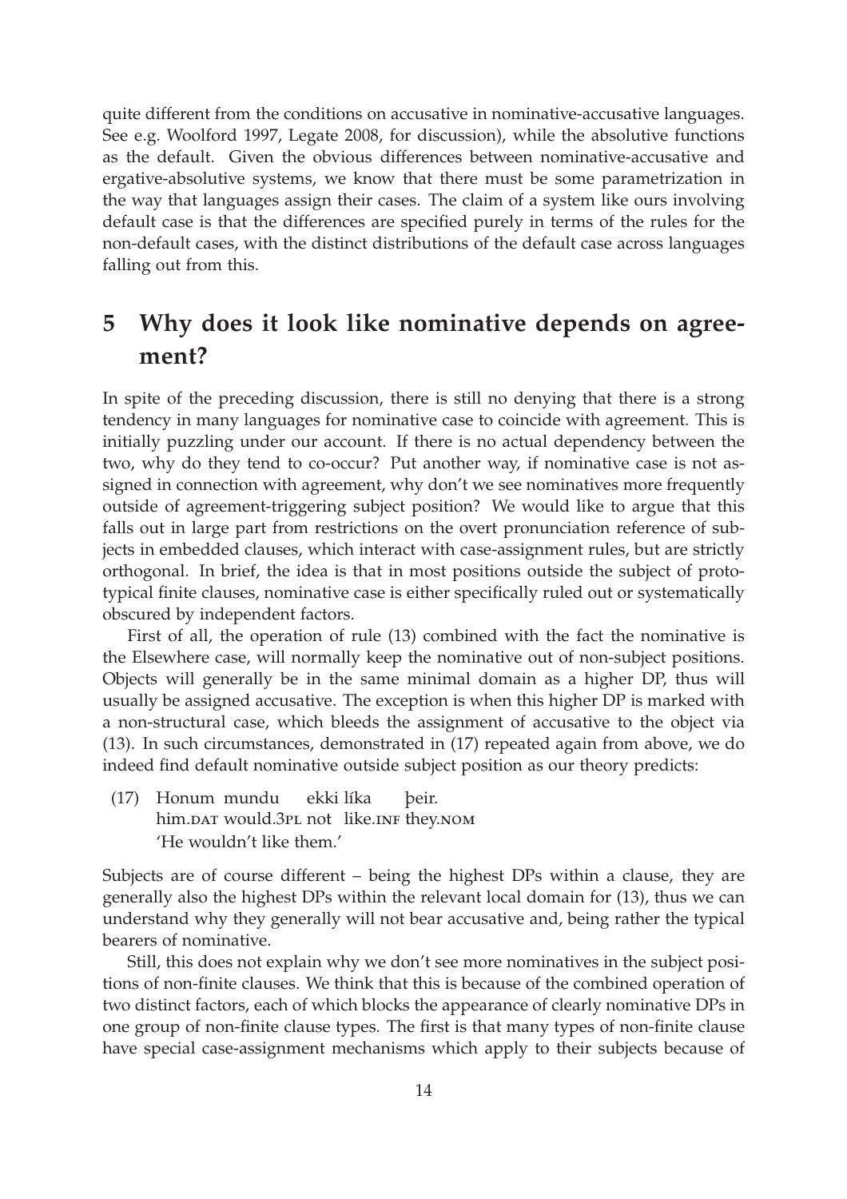quite different from the conditions on accusative in nominative-accusative languages. See e.g. Woolford 1997, Legate 2008, for discussion), while the absolutive functions as the default. Given the obvious differences between nominative-accusative and ergative-absolutive systems, we know that there must be some parametrization in the way that languages assign their cases. The claim of a system like ours involving default case is that the differences are specified purely in terms of the rules for the non-default cases, with the distinct distributions of the default case across languages falling out from this.

## 5 Why does it look like nominative depends on agreement?

In spite of the preceding discussion, there is still no denying that there is a strong tendency in many languages for nominative case to coincide with agreement. This is initially puzzling under our account. If there is no actual dependency between the two, why do they tend to co-occur? Put another way, if nominative case is not assigned in connection with agreement, why don't we see nominatives more frequently outside of agreement-triggering subject position? We would like to argue that this falls out in large part from restrictions on the overt pronunciation reference of subjects in embedded clauses, which interact with case-assignment rules, but are strictly orthogonal. In brief, the idea is that in most positions outside the subject of prototypical finite clauses, nominative case is either specifically ruled out or systematically obscured by independent factors.

First of all, the operation of rule (13) combined with the fact the nominative is the Elsewhere case, will normally keep the nominative out of non-subject positions. Objects will generally be in the same minimal domain as a higher DP, thus will usually be assigned accusative. The exception is when this higher DP is marked with a non-structural case, which bleeds the assignment of accusative to the object via (13). In such circumstances, demonstrated in (17) repeated again from above, we do indeed find default nominative outside subject position as our theory predicts:

(17) Honum mundu ekki líka þeir.
 him.DAT would.3PL not like.INF they.NOM
 'He wouldn't like them.'

Subjects are of course different – being the highest DPs within a clause, they are generally also the highest DPs within the relevant local domain for (13), thus we can understand why they generally will not bear accusative and, being rather the typical bearers of nominative.

Still, this does not explain why we don't see more nominatives in the subject positions of non-finite clauses. We think that this is because of the combined operation of two distinct factors, each of which blocks the appearance of clearly nominative DPs in one group of non-finite clause types. The first is that many types of non-finite clause have special case-assignment mechanisms which apply to their subjects because of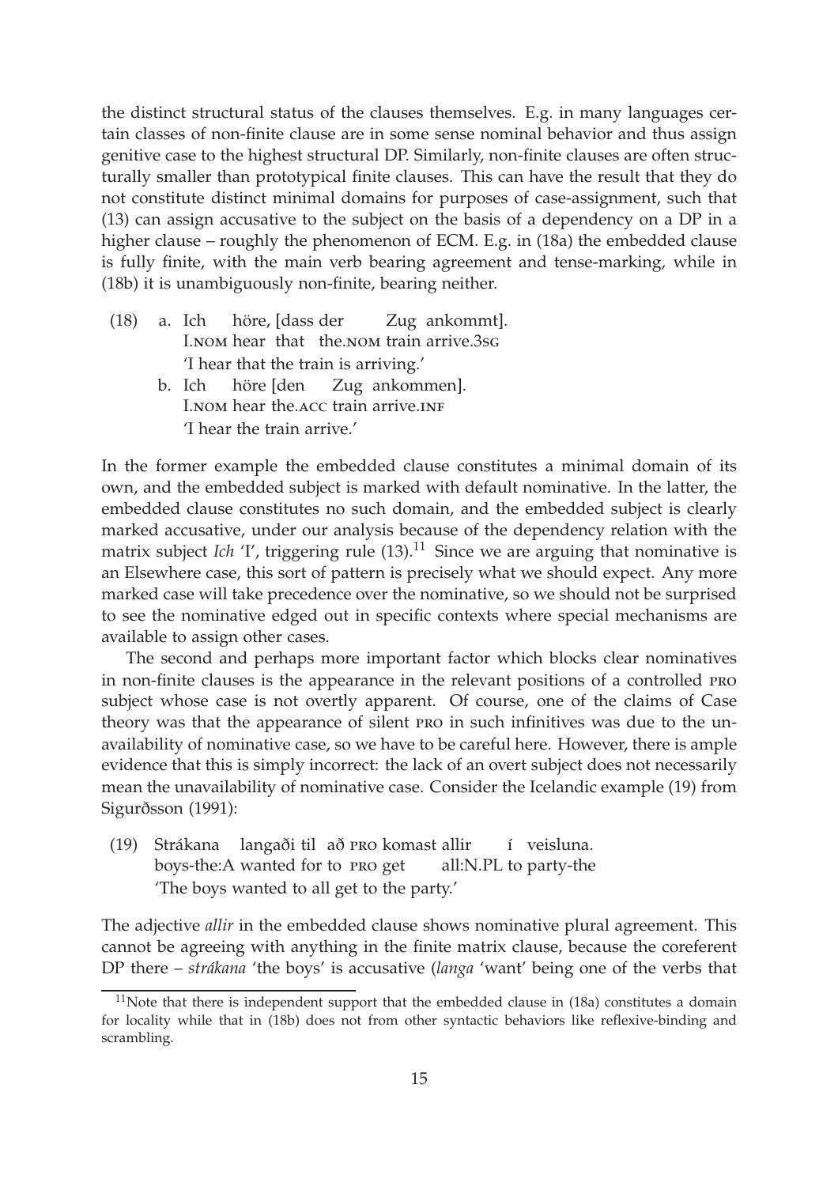the distinct structural status of the clauses themselves. E.g. in many languages certain classes of non-finite clause are in some sense nominal behavior and thus assign genitive case to the highest structural DP. Similarly, non-finite clauses are often structurally smaller than prototypical finite clauses. This can have the result that they do not constitute distinct minimal domains for purposes of case-assignment, such that (13) can assign accusative to the subject on the basis of a dependency on a DP in a higher clause – roughly the phenomenon of ECM. E.g. in (18a) the embedded clause is fully finite, with the main verb bearing agreement and tense-marking, while in (18b) it is unambiguously non-finite, bearing neither.

(18) a. Ich höre, [dass der Zug ankommt].
   I.NOM hear that the.NOM train arrive.3SG
   'I hear that the train is arriving.'

   b. Ich höre [den Zug ankommen].
   I.NOM hear the.ACC train arrive.INF
   'I hear the train arrive.'

In the former example the embedded clause constitutes a minimal domain of its own, and the embedded subject is marked with default nominative. In the latter, the embedded clause constitutes no such domain, and the embedded subject is clearly marked accusative, under our analysis because of the dependency relation with the matrix subject *Ich* 'I', triggering rule (13).[11] Since we are arguing that nominative is an Elsewhere case, this sort of pattern is precisely what we should expect. Any more marked case will take precedence over the nominative, so we should not be surprised to see the nominative edged out in specific contexts where special mechanisms are available to assign other cases.

The second and perhaps more important factor which blocks clear nominatives in non-finite clauses is the appearance in the relevant positions of a controlled PRO subject whose case is not overtly apparent. Of course, one of the claims of Case theory was that the appearance of silent PRO in such infinitives was due to the unavailability of nominative case, so we have to be careful here. However, there is ample evidence that this is simply incorrect: the lack of an overt subject does not necessarily mean the unavailability of nominative case. Consider the Icelandic example (19) from Sigurðsson (1991):

(19) Strákana langaði til að PRO komast allir í veisluna.
   boys-the:A wanted for to PRO get all:N.PL to party-the
   'The boys wanted to all get to the party.'

The adjective *allir* in the embedded clause shows nominative plural agreement. This cannot be agreeing with anything in the finite matrix clause, because the coreferent DP there – *strákana* 'the boys' is accusative (*langa* 'want' being one of the verbs that

[11] Note that there is independent support that the embedded clause in (18a) constitutes a domain for locality while that in (18b) does not from other syntactic behaviors like reflexive-binding and scrambling.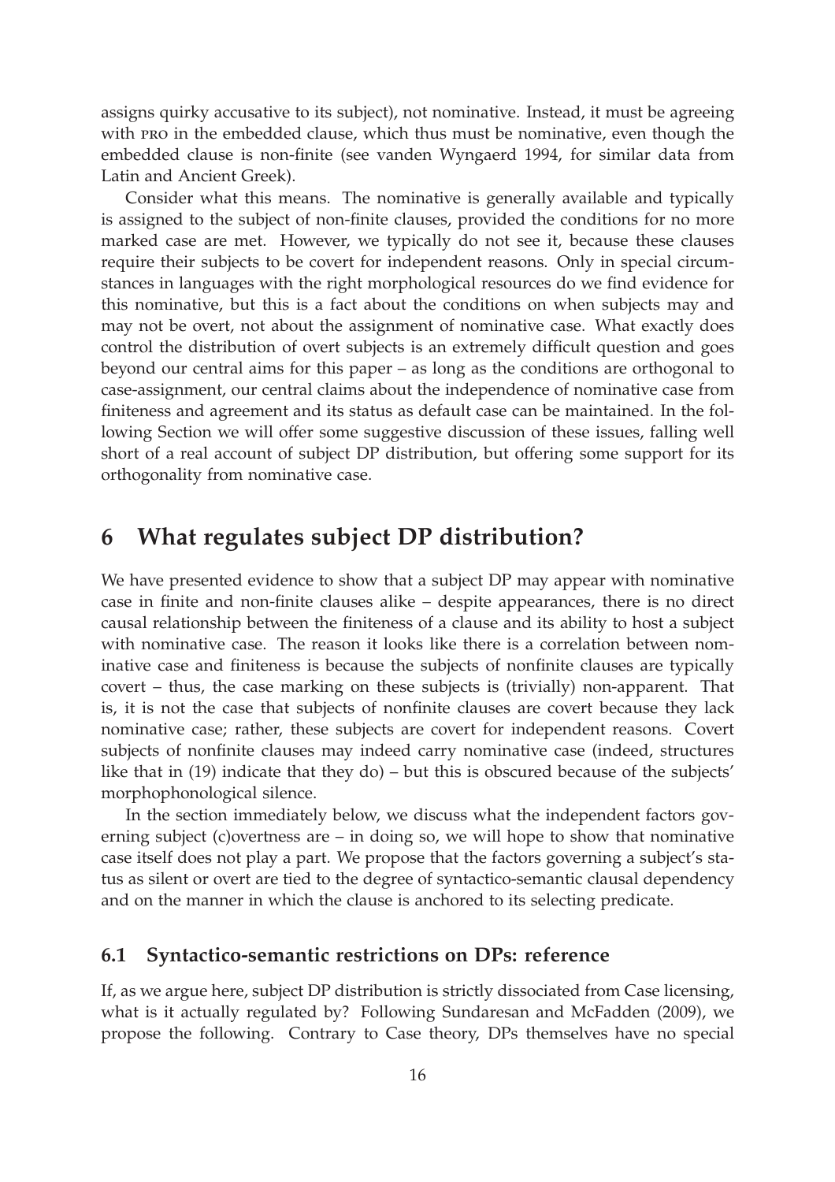assigns quirky accusative to its subject), not nominative. Instead, it must be agreeing with PRO in the embedded clause, which thus must be nominative, even though the embedded clause is non-finite (see vanden Wyngaerd 1994, for similar data from Latin and Ancient Greek).

Consider what this means. The nominative is generally available and typically is assigned to the subject of non-finite clauses, provided the conditions for no more marked case are met. However, we typically do not see it, because these clauses require their subjects to be covert for independent reasons. Only in special circumstances in languages with the right morphological resources do we find evidence for this nominative, but this is a fact about the conditions on when subjects may and may not be overt, not about the assignment of nominative case. What exactly does control the distribution of overt subjects is an extremely difficult question and goes beyond our central aims for this paper – as long as the conditions are orthogonal to case-assignment, our central claims about the independence of nominative case from finiteness and agreement and its status as default case can be maintained. In the following Section we will offer some suggestive discussion of these issues, falling well short of a real account of subject DP distribution, but offering some support for its orthogonality from nominative case.

# 6 What regulates subject DP distribution?

We have presented evidence to show that a subject DP may appear with nominative case in finite and non-finite clauses alike – despite appearances, there is no direct causal relationship between the finiteness of a clause and its ability to host a subject with nominative case. The reason it looks like there is a correlation between nominative case and finiteness is because the subjects of nonfinite clauses are typically covert – thus, the case marking on these subjects is (trivially) non-apparent. That is, it is not the case that subjects of nonfinite clauses are covert because they lack nominative case; rather, these subjects are covert for independent reasons. Covert subjects of nonfinite clauses may indeed carry nominative case (indeed, structures like that in (19) indicate that they do) – but this is obscured because of the subjects' morphophonological silence.

In the section immediately below, we discuss what the independent factors governing subject (c)overtness are – in doing so, we will hope to show that nominative case itself does not play a part. We propose that the factors governing a subject's status as silent or overt are tied to the degree of syntactico-semantic clausal dependency and on the manner in which the clause is anchored to its selecting predicate.

## 6.1 Syntactico-semantic restrictions on DPs: reference

If, as we argue here, subject DP distribution is strictly dissociated from Case licensing, what is it actually regulated by? Following Sundaresan and McFadden (2009), we propose the following. Contrary to Case theory, DPs themselves have no special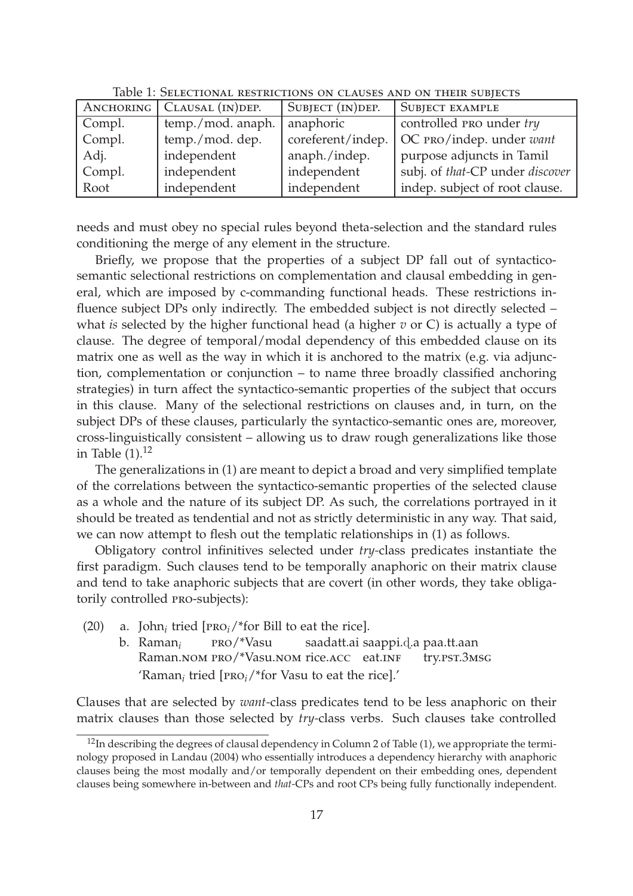Table 1: Selectional restrictions on clauses and on their subjects

| Anchoring | Clausal (in)dep. | Subject (in)dep. | Subject example |
|---|---|---|---|
| Compl. | temp./mod. anaph. | anaphoric | controlled pro under *try* |
| Compl. | temp./mod. dep. | coreferent/indep. | OC pro/indep. under *want* |
| Adj. | independent | anaph./indep. | purpose adjuncts in Tamil |
| Compl. | independent | independent | subj. of *that*-CP under *discover* |
| Root | independent | independent | indep. subject of root clause. |

needs and must obey no special rules beyond theta-selection and the standard rules conditioning the merge of any element in the structure.

Briefly, we propose that the properties of a subject DP fall out of syntactico-semantic selectional restrictions on complementation and clausal embedding in general, which are imposed by c-commanding functional heads. These restrictions influence subject DPs only indirectly. The embedded subject is not directly selected – what *is* selected by the higher functional head (a higher *v* or C) is actually a type of clause. The degree of temporal/modal dependency of this embedded clause on its matrix one as well as the way in which it is anchored to the matrix (e.g. via adjunction, complementation or conjunction – to name three broadly classified anchoring strategies) in turn affect the syntactico-semantic properties of the subject that occurs in this clause. Many of the selectional restrictions on clauses and, in turn, on the subject DPs of these clauses, particularly the syntactico-semantic ones are, moreover, cross-linguistically consistent – allowing us to draw rough generalizations like those in Table (1).[12]

The generalizations in (1) are meant to depict a broad and very simplified template of the correlations between the syntactico-semantic properties of the selected clause as a whole and the nature of its subject DP. As such, the correlations portrayed in it should be treated as tendential and not as strictly deterministic in any way. That said, we can now attempt to flesh out the templatic relationships in (1) as follows.

Obligatory control infinitives selected under *try*-class predicates instantiate the first paradigm. Such clauses tend to be temporally anaphoric on their matrix clause and tend to take anaphoric subjects that are covert (in other words, they take obligatorily controlled pro-subjects):

(20) a. John$_i$ tried [pro$_i$/*for Bill to eat the rice].

b. Raman$_i$ pro/*Vasu saadatt.ai saappi.ḍ.a paa.tt.aan
Raman.nom pro/*Vasu.nom rice.acc eat.inf try.pst.3msg
'Raman$_i$ tried [pro$_i$/*for Vasu to eat the rice].'

Clauses that are selected by *want*-class predicates tend to be less anaphoric on their matrix clauses than those selected by *try*-class verbs. Such clauses take controlled

[12] In describing the degrees of clausal dependency in Column 2 of Table (1), we appropriate the terminology proposed in Landau (2004) who essentially introduces a dependency hierarchy with anaphoric clauses being the most modally and/or temporally dependent on their embedding ones, dependent clauses being somewhere in-between and *that*-CPs and root CPs being fully functionally independent.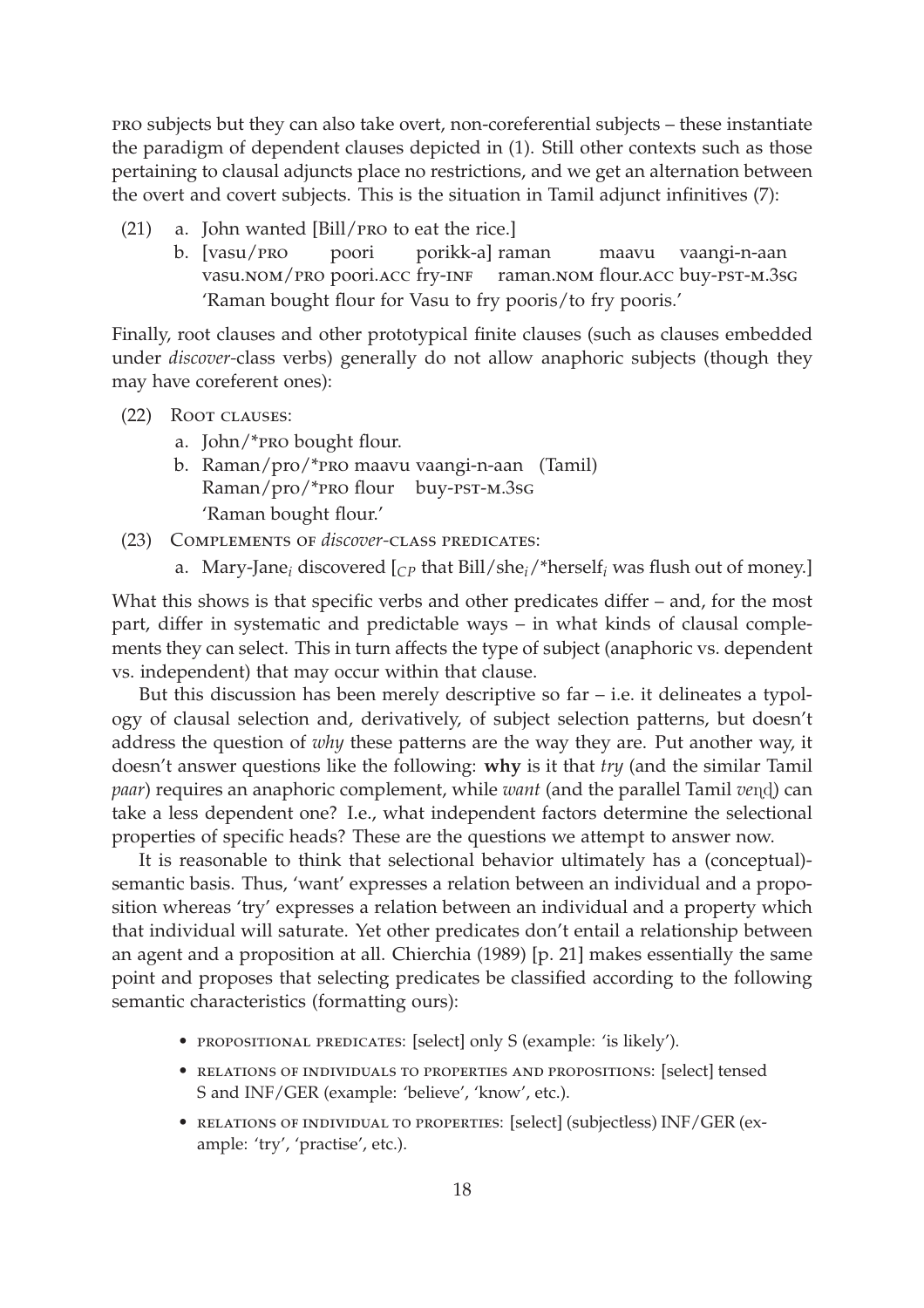PRO subjects but they can also take overt, non-coreferential subjects – these instantiate the paradigm of dependent clauses depicted in (1). Still other contexts such as those pertaining to clausal adjuncts place no restrictions, and we get an alternation between the overt and covert subjects. This is the situation in Tamil adjunct infinitives (7):

(21) a. John wanted [Bill/PRO to eat the rice.]

b. [vasu/PRO poori porikk-a] raman maavu vaangi-n-aan
vasu.NOM/PRO poori.ACC fry-INF raman.NOM flour.ACC buy-PST-M.3SG
'Raman bought flour for Vasu to fry pooris/to fry pooris.'

Finally, root clauses and other prototypical finite clauses (such as clauses embedded under *discover*-class verbs) generally do not allow anaphoric subjects (though they may have coreferent ones):

(22) ROOT CLAUSES:

a. John/*PRO bought flour.

b. Raman/pro/*PRO maavu vaangi-n-aan (Tamil)
Raman/pro/*PRO flour buy-PST-M.3SG
'Raman bought flour.'

(23) COMPLEMENTS OF *discover*-CLASS PREDICATES:

a. Mary-Jane$_i$ discovered [$_{CP}$ that Bill/she$_i$/*herself$_i$ was flush out of money.]

What this shows is that specific verbs and other predicates differ – and, for the most part, differ in systematic and predictable ways – in what kinds of clausal complements they can select. This in turn affects the type of subject (anaphoric vs. dependent vs. independent) that may occur within that clause.

But this discussion has been merely descriptive so far – i.e. it delineates a typology of clausal selection and, derivatively, of subject selection patterns, but doesn't address the question of *why* these patterns are the way they are. Put another way, it doesn't answer questions like the following: **why** is it that *try* (and the similar Tamil *paar*) requires an anaphoric complement, while *want* (and the parallel Tamil *veṇḍ*) can take a less dependent one? I.e., what independent factors determine the selectional properties of specific heads? These are the questions we attempt to answer now.

It is reasonable to think that selectional behavior ultimately has a (conceptual)-semantic basis. Thus, 'want' expresses a relation between an individual and a proposition whereas 'try' expresses a relation between an individual and a property which that individual will saturate. Yet other predicates don't entail a relationship between an agent and a proposition at all. Chierchia (1989) [p. 21] makes essentially the same point and proposes that selecting predicates be classified according to the following semantic characteristics (formatting ours):

- PROPOSITIONAL PREDICATES: [select] only S (example: 'is likely').
- RELATIONS OF INDIVIDUALS TO PROPERTIES AND PROPOSITIONS: [select] tensed S and INF/GER (example: 'believe', 'know', etc.).
- RELATIONS OF INDIVIDUAL TO PROPERTIES: [select] (subjectless) INF/GER (example: 'try', 'practise', etc.).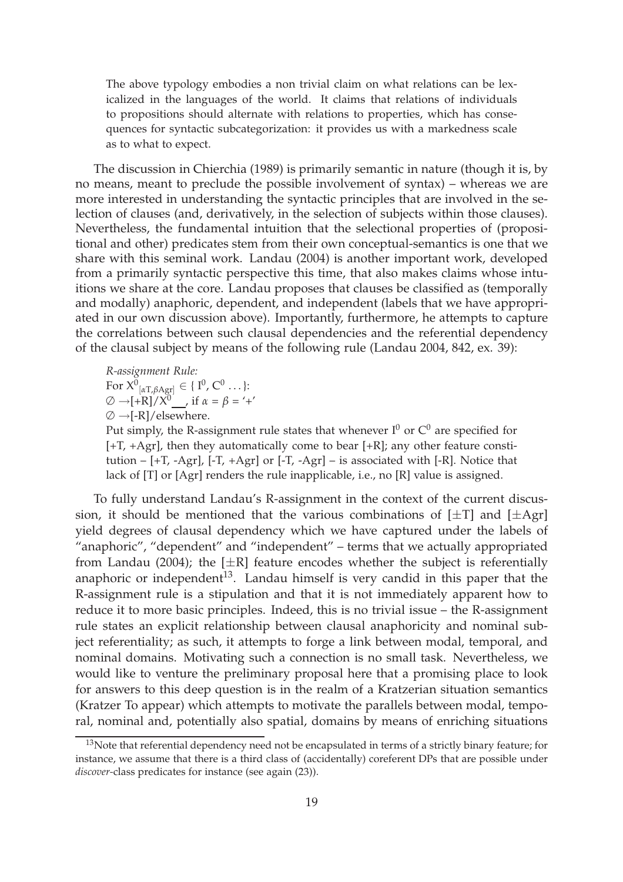The above typology embodies a non trivial claim on what relations can be lexicalized in the languages of the world. It claims that relations of individuals to propositions should alternate with relations to properties, which has consequences for syntactic subcategorization: it provides us with a markedness scale as to what to expect.

The discussion in Chierchia (1989) is primarily semantic in nature (though it is, by no means, meant to preclude the possible involvement of syntax) – whereas we are more interested in understanding the syntactic principles that are involved in the selection of clauses (and, derivatively, in the selection of subjects within those clauses). Nevertheless, the fundamental intuition that the selectional properties of (propositional and other) predicates stem from their own conceptual-semantics is one that we share with this seminal work. Landau (2004) is another important work, developed from a primarily syntactic perspective this time, that also makes claims whose intuitions we share at the core. Landau proposes that clauses be classified as (temporally and modally) anaphoric, dependent, and independent (labels that we have appropriated in our own discussion above). Importantly, furthermore, he attempts to capture the correlations between such clausal dependencies and the referential dependency of the clausal subject by means of the following rule (Landau 2004, 842, ex. 39):

> *R-assignment Rule:*
> For $X^0_{[\alpha T, \beta Agr]} \in \{ I^0, C^0 \ldots \}$:
> $\emptyset \rightarrow [+R] / X^0$ \_\_ , if $\alpha = \beta =$ '+'
> $\emptyset \rightarrow [-R]$/elsewhere.
> Put simply, the R-assignment rule states that whenever $I^0$ or $C^0$ are specified for [+T, +Agr], then they automatically come to bear [+R]; any other feature constitution – [+T, -Agr], [-T, +Agr] or [-T, -Agr] – is associated with [-R]. Notice that lack of [T] or [Agr] renders the rule inapplicable, i.e., no [R] value is assigned.

To fully understand Landau's R-assignment in the context of the current discussion, it should be mentioned that the various combinations of [±T] and [±Agr] yield degrees of clausal dependency which we have captured under the labels of "anaphoric", "dependent" and "independent" – terms that we actually appropriated from Landau (2004); the [±R] feature encodes whether the subject is referentially anaphoric or independent[13]. Landau himself is very candid in this paper that the R-assignment rule is a stipulation and that it is not immediately apparent how to reduce it to more basic principles. Indeed, this is no trivial issue – the R-assignment rule states an explicit relationship between clausal anaphoricity and nominal subject referentiality; as such, it attempts to forge a link between modal, temporal, and nominal domains. Motivating such a connection is no small task. Nevertheless, we would like to venture the preliminary proposal here that a promising place to look for answers to this deep question is in the realm of a Kratzerian situation semantics (Kratzer To appear) which attempts to motivate the parallels between modal, temporal, nominal and, potentially also spatial, domains by means of enriching situations

[13]Note that referential dependency need not be encapsulated in terms of a strictly binary feature; for instance, we assume that there is a third class of (accidentally) coreferent DPs that are possible under *discover*-class predicates for instance (see again (23)).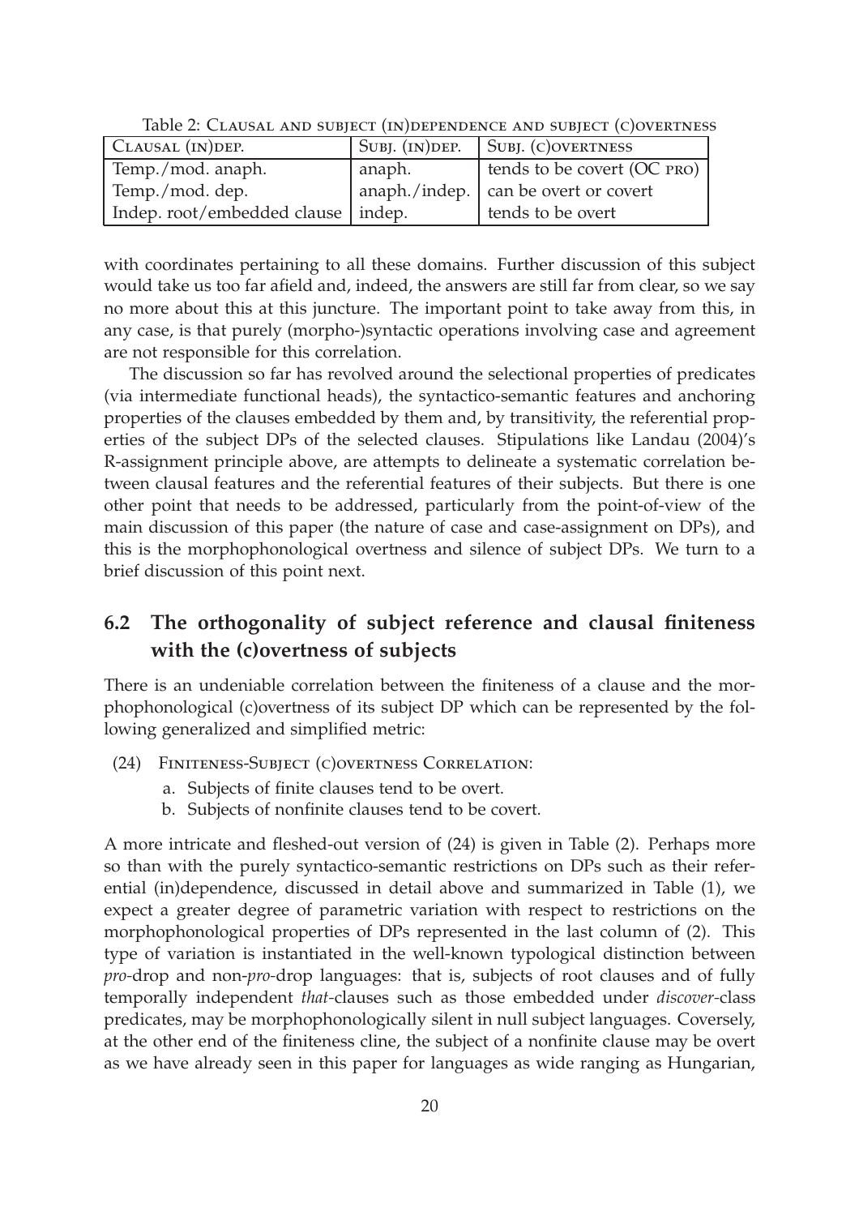Table 2: Clausal and subject (in)dependence and subject (c)overtness

| Clausal (in)dep. | Subj. (in)dep. | Subj. (c)overtness |
|---|---|---|
| Temp./mod. anaph. | anaph. | tends to be covert (OC pro) |
| Temp./mod. dep. | anaph./indep. | can be overt or covert |
| Indep. root/embedded clause | indep. | tends to be overt |

with coordinates pertaining to all these domains. Further discussion of this subject would take us too far afield and, indeed, the answers are still far from clear, so we say no more about this at this juncture. The important point to take away from this, in any case, is that purely (morpho-)syntactic operations involving case and agreement are not responsible for this correlation.

The discussion so far has revolved around the selectional properties of predicates (via intermediate functional heads), the syntactico-semantic features and anchoring properties of the clauses embedded by them and, by transitivity, the referential properties of the subject DPs of the selected clauses. Stipulations like Landau (2004)'s R-assignment principle above, are attempts to delineate a systematic correlation between clausal features and the referential features of their subjects. But there is one other point that needs to be addressed, particularly from the point-of-view of the main discussion of this paper (the nature of case and case-assignment on DPs), and this is the morphophonological overtness and silence of subject DPs. We turn to a brief discussion of this point next.

## 6.2 The orthogonality of subject reference and clausal finiteness with the (c)overtness of subjects

There is an undeniable correlation between the finiteness of a clause and the morphophonological (c)overtness of its subject DP which can be represented by the following generalized and simplified metric:

(24) Finiteness-Subject (c)overtness Correlation:

a. Subjects of finite clauses tend to be overt.

b. Subjects of nonfinite clauses tend to be covert.

A more intricate and fleshed-out version of (24) is given in Table (2). Perhaps more so than with the purely syntactico-semantic restrictions on DPs such as their referential (in)dependence, discussed in detail above and summarized in Table (1), we expect a greater degree of parametric variation with respect to restrictions on the morphophonological properties of DPs represented in the last column of (2). This type of variation is instantiated in the well-known typological distinction between *pro*-drop and non-*pro*-drop languages: that is, subjects of root clauses and of fully temporally independent *that*-clauses such as those embedded under *discover*-class predicates, may be morphophonologically silent in null subject languages. Coversely, at the other end of the finiteness cline, the subject of a nonfinite clause may be overt as we have already seen in this paper for languages as wide ranging as Hungarian,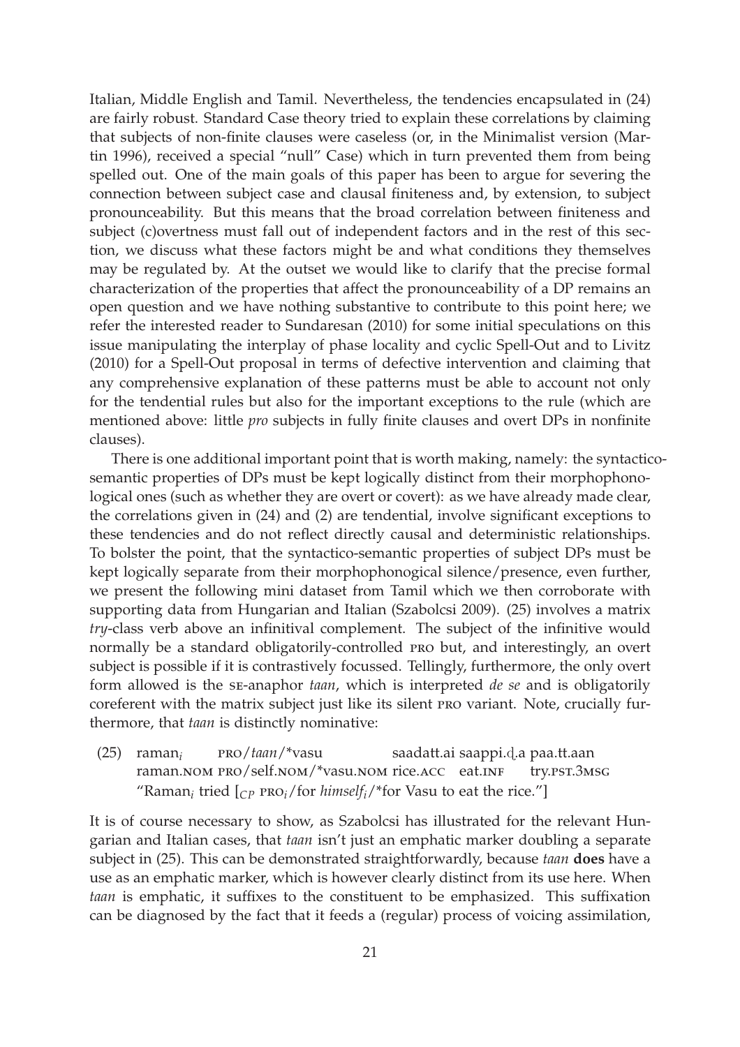Italian, Middle English and Tamil. Nevertheless, the tendencies encapsulated in (24) are fairly robust. Standard Case theory tried to explain these correlations by claiming that subjects of non-finite clauses were caseless (or, in the Minimalist version (Martin 1996), received a special "null" Case) which in turn prevented them from being spelled out. One of the main goals of this paper has been to argue for severing the connection between subject case and clausal finiteness and, by extension, to subject pronounceability. But this means that the broad correlation between finiteness and subject (c)overtness must fall out of independent factors and in the rest of this section, we discuss what these factors might be and what conditions they themselves may be regulated by. At the outset we would like to clarify that the precise formal characterization of the properties that affect the pronounceability of a DP remains an open question and we have nothing substantive to contribute to this point here; we refer the interested reader to Sundaresan (2010) for some initial speculations on this issue manipulating the interplay of phase locality and cyclic Spell-Out and to Livitz (2010) for a Spell-Out proposal in terms of defective intervention and claiming that any comprehensive explanation of these patterns must be able to account not only for the tendential rules but also for the important exceptions to the rule (which are mentioned above: little *pro* subjects in fully finite clauses and overt DPs in nonfinite clauses).

There is one additional important point that is worth making, namely: the syntactico-semantic properties of DPs must be kept logically distinct from their morphophonological ones (such as whether they are overt or covert): as we have already made clear, the correlations given in (24) and (2) are tendential, involve significant exceptions to these tendencies and do not reflect directly causal and deterministic relationships. To bolster the point, that the syntactico-semantic properties of subject DPs must be kept logically separate from their morphophonogical silence/presence, even further, we present the following mini dataset from Tamil which we then corroborate with supporting data from Hungarian and Italian (Szabolcsi 2009). (25) involves a matrix *try*-class verb above an infinitival complement. The subject of the infinitive would normally be a standard obligatorily-controlled PRO but, and interestingly, an overt subject is possible if it is contrastively focussed. Tellingly, furthermore, the only overt form allowed is the SE-anaphor *taan*, which is interpreted *de se* and is obligatorily coreferent with the matrix subject just like its silent PRO variant. Note, crucially furthermore, that *taan* is distinctly nominative:

(25) raman$_i$ PRO/*taan*/*vasu saadatt.ai saappi.ḍ.a paa.tt.aan
raman.NOM PRO/self.NOM/*vasu.NOM rice.ACC eat.INF try.PST.3MSG
"Raman$_i$ tried [$_{CP}$ PRO$_i$/for *himself$_i$*/*for Vasu to eat the rice."]

It is of course necessary to show, as Szabolcsi has illustrated for the relevant Hungarian and Italian cases, that *taan* isn't just an emphatic marker doubling a separate subject in (25). This can be demonstrated straightforwardly, because *taan* **does** have a use as an emphatic marker, which is however clearly distinct from its use here. When *taan* is emphatic, it suffixes to the constituent to be emphasized. This suffixation can be diagnosed by the fact that it feeds a (regular) process of voicing assimilation,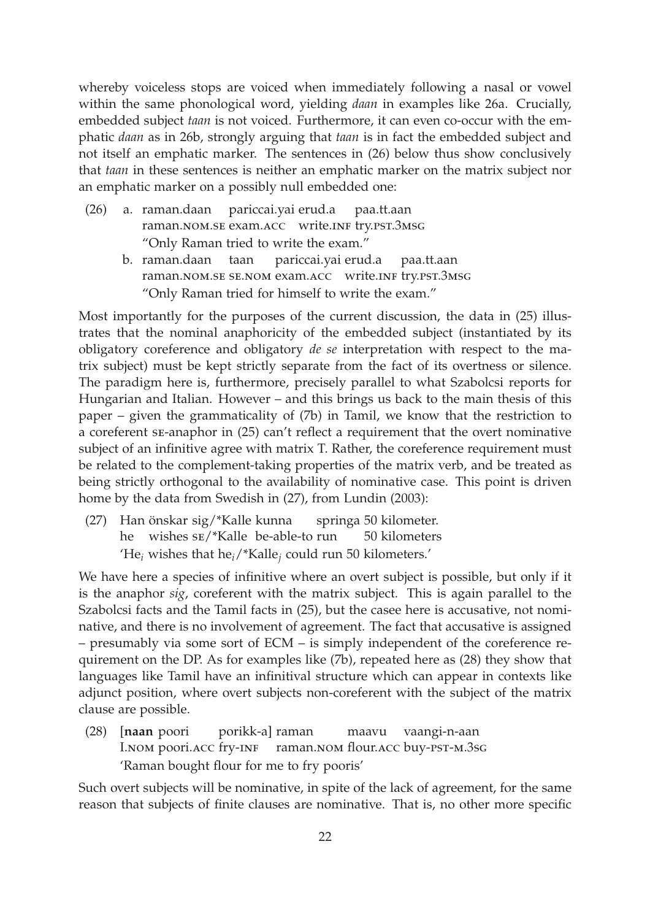whereby voiceless stops are voiced when immediately following a nasal or vowel within the same phonological word, yielding *daan* in examples like 26a. Crucially, embedded subject *taan* is not voiced. Furthermore, it can even co-occur with the emphatic *daan* as in 26b, strongly arguing that *taan* is in fact the embedded subject and not itself an emphatic marker. The sentences in (26) below thus show conclusively that *taan* in these sentences is neither an emphatic marker on the matrix subject nor an emphatic marker on a possibly null embedded one:

(26) a. raman.daan pariccai.yai erud.a paa.tt.aan
raman.NOM.SE exam.ACC write.INF try.PST.3MSG
"Only Raman tried to write the exam."

b. raman.daan taan pariccai.yai erud.a paa.tt.aan
raman.NOM.SE SE.NOM exam.ACC write.INF try.PST.3MSG
"Only Raman tried for himself to write the exam."

Most importantly for the purposes of the current discussion, the data in (25) illustrates that the nominal anaphoricity of the embedded subject (instantiated by its obligatory coreference and obligatory *de se* interpretation with respect to the matrix subject) must be kept strictly separate from the fact of its overtness or silence. The paradigm here is, furthermore, precisely parallel to what Szabolcsi reports for Hungarian and Italian. However – and this brings us back to the main thesis of this paper – given the grammaticality of (7b) in Tamil, we know that the restriction to a coreferent SE-anaphor in (25) can't reflect a requirement that the overt nominative subject of an infinitive agree with matrix T. Rather, the coreference requirement must be related to the complement-taking properties of the matrix verb, and be treated as being strictly orthogonal to the availability of nominative case. This point is driven home by the data from Swedish in (27), from Lundin (2003):

(27) Han önskar sig/*Kalle kunna springa 50 kilometer.
he wishes SE/*Kalle be-able-to run 50 kilometers
'He$_i$ wishes that he$_i$/*Kalle$_j$ could run 50 kilometers.'

We have here a species of infinitive where an overt subject is possible, but only if it is the anaphor *sig*, coreferent with the matrix subject. This is again parallel to the Szabolcsi facts and the Tamil facts in (25), but the casee here is accusative, not nominative, and there is no involvement of agreement. The fact that accusative is assigned – presumably via some sort of ECM – is simply independent of the coreference requirement on the DP. As for examples like (7b), repeated here as (28) they show that languages like Tamil have an infinitival structure which can appear in contexts like adjunct position, where overt subjects non-coreferent with the subject of the matrix clause are possible.

(28) [**naan** poori porikk-a] raman maavu vaangi-n-aan
I.NOM poori.ACC fry-INF raman.NOM flour.ACC buy-PST-M.3SG
'Raman bought flour for me to fry pooris'

Such overt subjects will be nominative, in spite of the lack of agreement, for the same reason that subjects of finite clauses are nominative. That is, no other more specific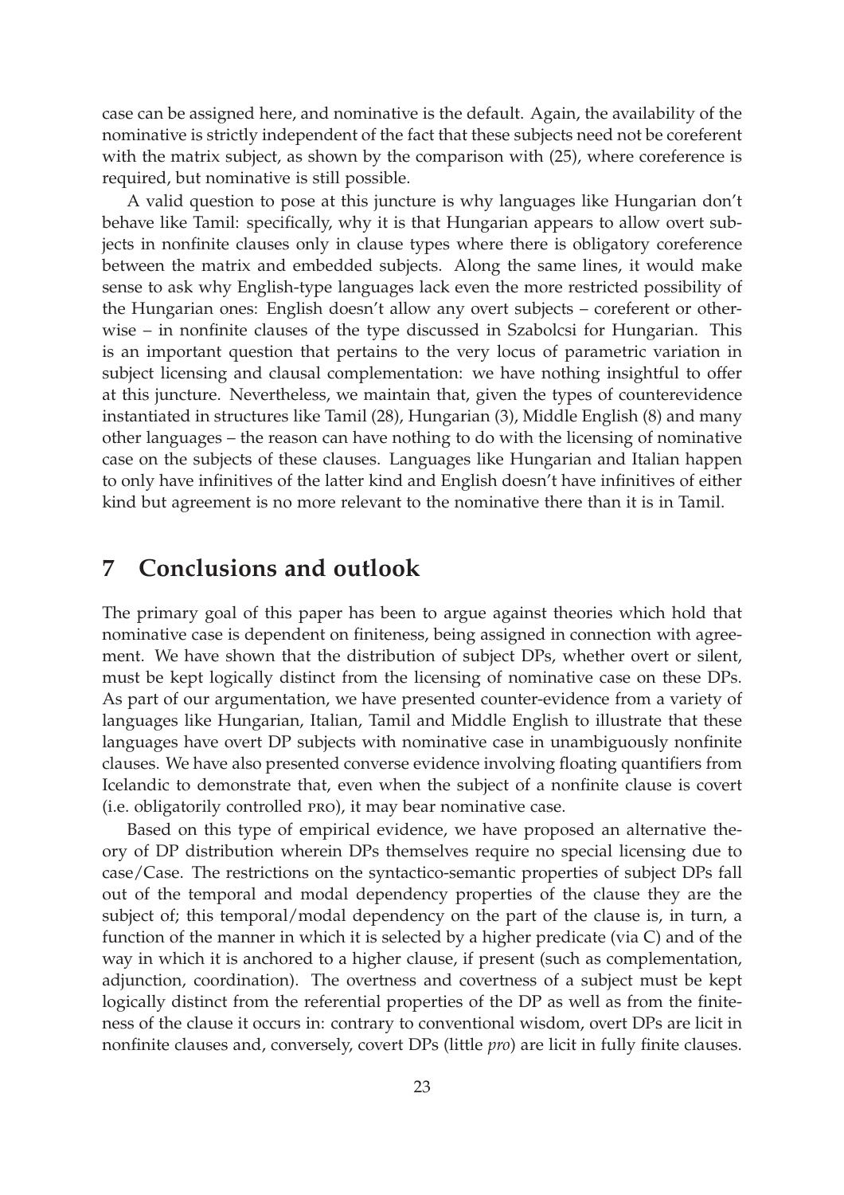case can be assigned here, and nominative is the default. Again, the availability of the nominative is strictly independent of the fact that these subjects need not be coreferent with the matrix subject, as shown by the comparison with (25), where coreference is required, but nominative is still possible.

A valid question to pose at this juncture is why languages like Hungarian don't behave like Tamil: specifically, why it is that Hungarian appears to allow overt subjects in nonfinite clauses only in clause types where there is obligatory coreference between the matrix and embedded subjects. Along the same lines, it would make sense to ask why English-type languages lack even the more restricted possibility of the Hungarian ones: English doesn't allow any overt subjects – coreferent or otherwise – in nonfinite clauses of the type discussed in Szabolcsi for Hungarian. This is an important question that pertains to the very locus of parametric variation in subject licensing and clausal complementation: we have nothing insightful to offer at this juncture. Nevertheless, we maintain that, given the types of counterevidence instantiated in structures like Tamil (28), Hungarian (3), Middle English (8) and many other languages – the reason can have nothing to do with the licensing of nominative case on the subjects of these clauses. Languages like Hungarian and Italian happen to only have infinitives of the latter kind and English doesn't have infinitives of either kind but agreement is no more relevant to the nominative there than it is in Tamil.

# 7 Conclusions and outlook

The primary goal of this paper has been to argue against theories which hold that nominative case is dependent on finiteness, being assigned in connection with agreement. We have shown that the distribution of subject DPs, whether overt or silent, must be kept logically distinct from the licensing of nominative case on these DPs. As part of our argumentation, we have presented counter-evidence from a variety of languages like Hungarian, Italian, Tamil and Middle English to illustrate that these languages have overt DP subjects with nominative case in unambiguously nonfinite clauses. We have also presented converse evidence involving floating quantifiers from Icelandic to demonstrate that, even when the subject of a nonfinite clause is covert (i.e. obligatorily controlled PRO), it may bear nominative case.

Based on this type of empirical evidence, we have proposed an alternative theory of DP distribution wherein DPs themselves require no special licensing due to case/Case. The restrictions on the syntactico-semantic properties of subject DPs fall out of the temporal and modal dependency properties of the clause they are the subject of; this temporal/modal dependency on the part of the clause is, in turn, a function of the manner in which it is selected by a higher predicate (via C) and of the way in which it is anchored to a higher clause, if present (such as complementation, adjunction, coordination). The overtness and covertness of a subject must be kept logically distinct from the referential properties of the DP as well as from the finiteness of the clause it occurs in: contrary to conventional wisdom, overt DPs are licit in nonfinite clauses and, conversely, covert DPs (little *pro*) are licit in fully finite clauses.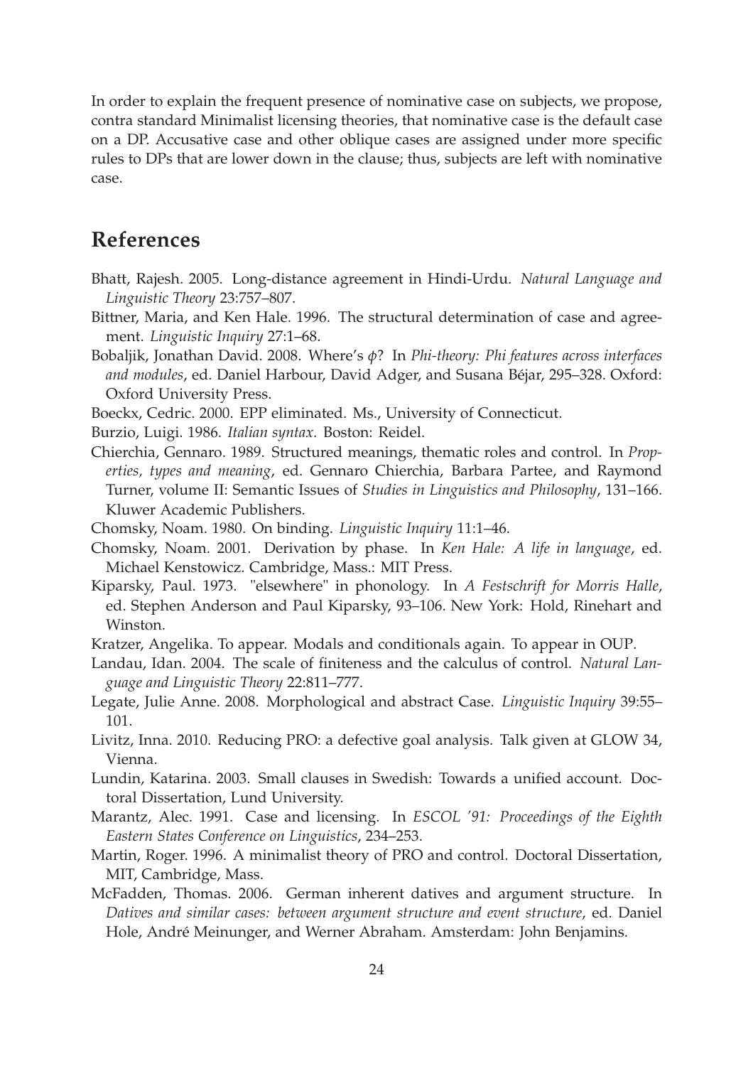In order to explain the frequent presence of nominative case on subjects, we propose, contra standard Minimalist licensing theories, that nominative case is the default case on a DP. Accusative case and other oblique cases are assigned under more specific rules to DPs that are lower down in the clause; thus, subjects are left with nominative case.

# References

Bhatt, Rajesh. 2005. Long-distance agreement in Hindi-Urdu. *Natural Language and Linguistic Theory* 23:757–807.

Bittner, Maria, and Ken Hale. 1996. The structural determination of case and agreement. *Linguistic Inquiry* 27:1–68.

Bobaljik, Jonathan David. 2008. Where's $\phi$? In *Phi-theory: Phi features across interfaces and modules*, ed. Daniel Harbour, David Adger, and Susana Béjar, 295–328. Oxford: Oxford University Press.

Boeckx, Cedric. 2000. EPP eliminated. Ms., University of Connecticut.

Burzio, Luigi. 1986. *Italian syntax*. Boston: Reidel.

Chierchia, Gennaro. 1989. Structured meanings, thematic roles and control. In *Properties, types and meaning*, ed. Gennaro Chierchia, Barbara Partee, and Raymond Turner, volume II: Semantic Issues of *Studies in Linguistics and Philosophy*, 131–166. Kluwer Academic Publishers.

Chomsky, Noam. 1980. On binding. *Linguistic Inquiry* 11:1–46.

Chomsky, Noam. 2001. Derivation by phase. In *Ken Hale: A life in language*, ed. Michael Kenstowicz. Cambridge, Mass.: MIT Press.

Kiparsky, Paul. 1973. "elsewhere" in phonology. In *A Festschrift for Morris Halle*, ed. Stephen Anderson and Paul Kiparsky, 93–106. New York: Hold, Rinehart and Winston.

Kratzer, Angelika. To appear. Modals and conditionals again. To appear in OUP.

Landau, Idan. 2004. The scale of finiteness and the calculus of control. *Natural Language and Linguistic Theory* 22:811–777.

Legate, Julie Anne. 2008. Morphological and abstract Case. *Linguistic Inquiry* 39:55–101.

Livitz, Inna. 2010. Reducing PRO: a defective goal analysis. Talk given at GLOW 34, Vienna.

Lundin, Katarina. 2003. Small clauses in Swedish: Towards a unified account. Doctoral Dissertation, Lund University.

Marantz, Alec. 1991. Case and licensing. In *ESCOL '91: Proceedings of the Eighth Eastern States Conference on Linguistics*, 234–253.

Martin, Roger. 1996. A minimalist theory of PRO and control. Doctoral Dissertation, MIT, Cambridge, Mass.

McFadden, Thomas. 2006. German inherent datives and argument structure. In *Datives and similar cases: between argument structure and event structure*, ed. Daniel Hole, André Meinunger, and Werner Abraham. Amsterdam: John Benjamins.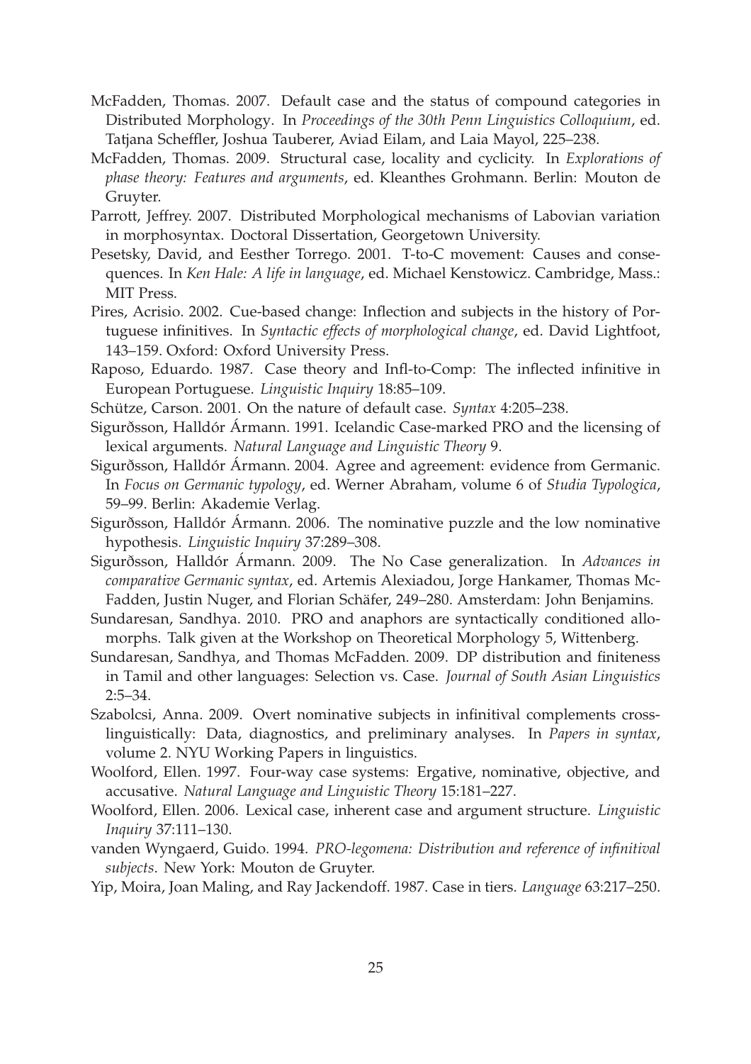McFadden, Thomas. 2007. Default case and the status of compound categories in Distributed Morphology. In *Proceedings of the 30th Penn Linguistics Colloquium*, ed. Tatjana Scheffler, Joshua Tauberer, Aviad Eilam, and Laia Mayol, 225–238.

McFadden, Thomas. 2009. Structural case, locality and cyclicity. In *Explorations of phase theory: Features and arguments*, ed. Kleanthes Grohmann. Berlin: Mouton de Gruyter.

Parrott, Jeffrey. 2007. Distributed Morphological mechanisms of Labovian variation in morphosyntax. Doctoral Dissertation, Georgetown University.

Pesetsky, David, and Eesther Torrego. 2001. T-to-C movement: Causes and consequences. In *Ken Hale: A life in language*, ed. Michael Kenstowicz. Cambridge, Mass.: MIT Press.

Pires, Acrisio. 2002. Cue-based change: Inflection and subjects in the history of Portuguese infinitives. In *Syntactic effects of morphological change*, ed. David Lightfoot, 143–159. Oxford: Oxford University Press.

Raposo, Eduardo. 1987. Case theory and Infl-to-Comp: The inflected infinitive in European Portuguese. *Linguistic Inquiry* 18:85–109.

Schütze, Carson. 2001. On the nature of default case. *Syntax* 4:205–238.

Sigurðsson, Halldór Ármann. 1991. Icelandic Case-marked PRO and the licensing of lexical arguments. *Natural Language and Linguistic Theory* 9.

Sigurðsson, Halldór Ármann. 2004. Agree and agreement: evidence from Germanic. In *Focus on Germanic typology*, ed. Werner Abraham, volume 6 of *Studia Typologica*, 59–99. Berlin: Akademie Verlag.

Sigurðsson, Halldór Ármann. 2006. The nominative puzzle and the low nominative hypothesis. *Linguistic Inquiry* 37:289–308.

Sigurðsson, Halldór Ármann. 2009. The No Case generalization. In *Advances in comparative Germanic syntax*, ed. Artemis Alexiadou, Jorge Hankamer, Thomas McFadden, Justin Nuger, and Florian Schäfer, 249–280. Amsterdam: John Benjamins.

Sundaresan, Sandhya. 2010. PRO and anaphors are syntactically conditioned allomorphs. Talk given at the Workshop on Theoretical Morphology 5, Wittenberg.

Sundaresan, Sandhya, and Thomas McFadden. 2009. DP distribution and finiteness in Tamil and other languages: Selection vs. Case. *Journal of South Asian Linguistics* 2:5–34.

Szabolcsi, Anna. 2009. Overt nominative subjects in infinitival complements cross-linguistically: Data, diagnostics, and preliminary analyses. In *Papers in syntax*, volume 2. NYU Working Papers in linguistics.

Woolford, Ellen. 1997. Four-way case systems: Ergative, nominative, objective, and accusative. *Natural Language and Linguistic Theory* 15:181–227.

Woolford, Ellen. 2006. Lexical case, inherent case and argument structure. *Linguistic Inquiry* 37:111–130.

vanden Wyngaerd, Guido. 1994. *PRO-legomena: Distribution and reference of infinitival subjects*. New York: Mouton de Gruyter.

Yip, Moira, Joan Maling, and Ray Jackendoff. 1987. Case in tiers. *Language* 63:217–250.